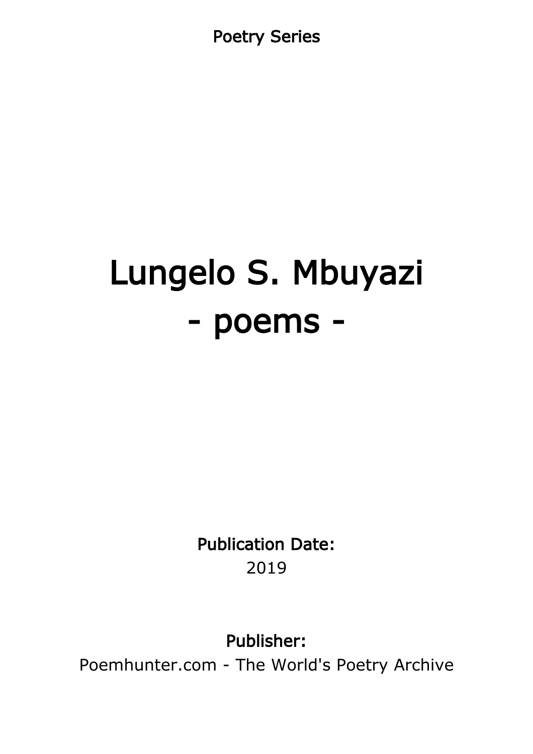Poetry Series

# Lungelo S. Mbuyazi
# - poems -

**Publication Date:**
2019

**Publisher:**
Poemhunter.com - The World's Poetry Archive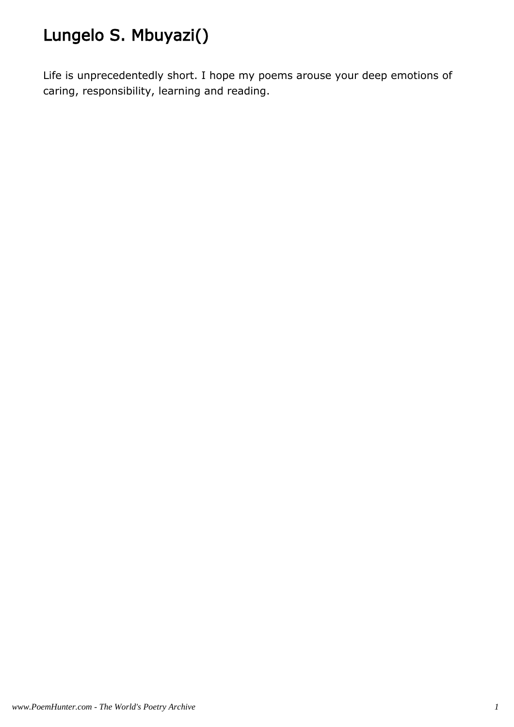# Lungelo S. Mbuyazi()

Life is unprecedentedly short. I hope my poems arouse your deep emotions of caring, responsibility, learning and reading.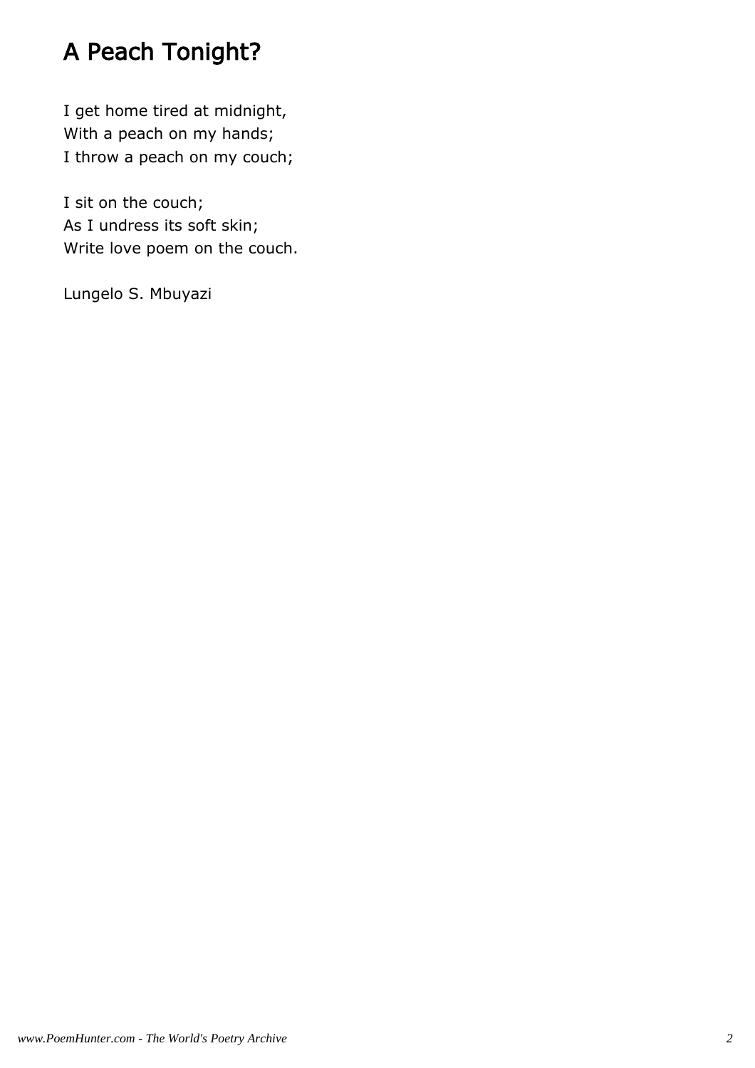# A Peach Tonight?

I get home tired at midnight,  
With a peach on my hands;  
I throw a peach on my couch;

I sit on the couch;  
As I undress its soft skin;  
Write love poem on the couch.

Lungelo S. Mbuyazi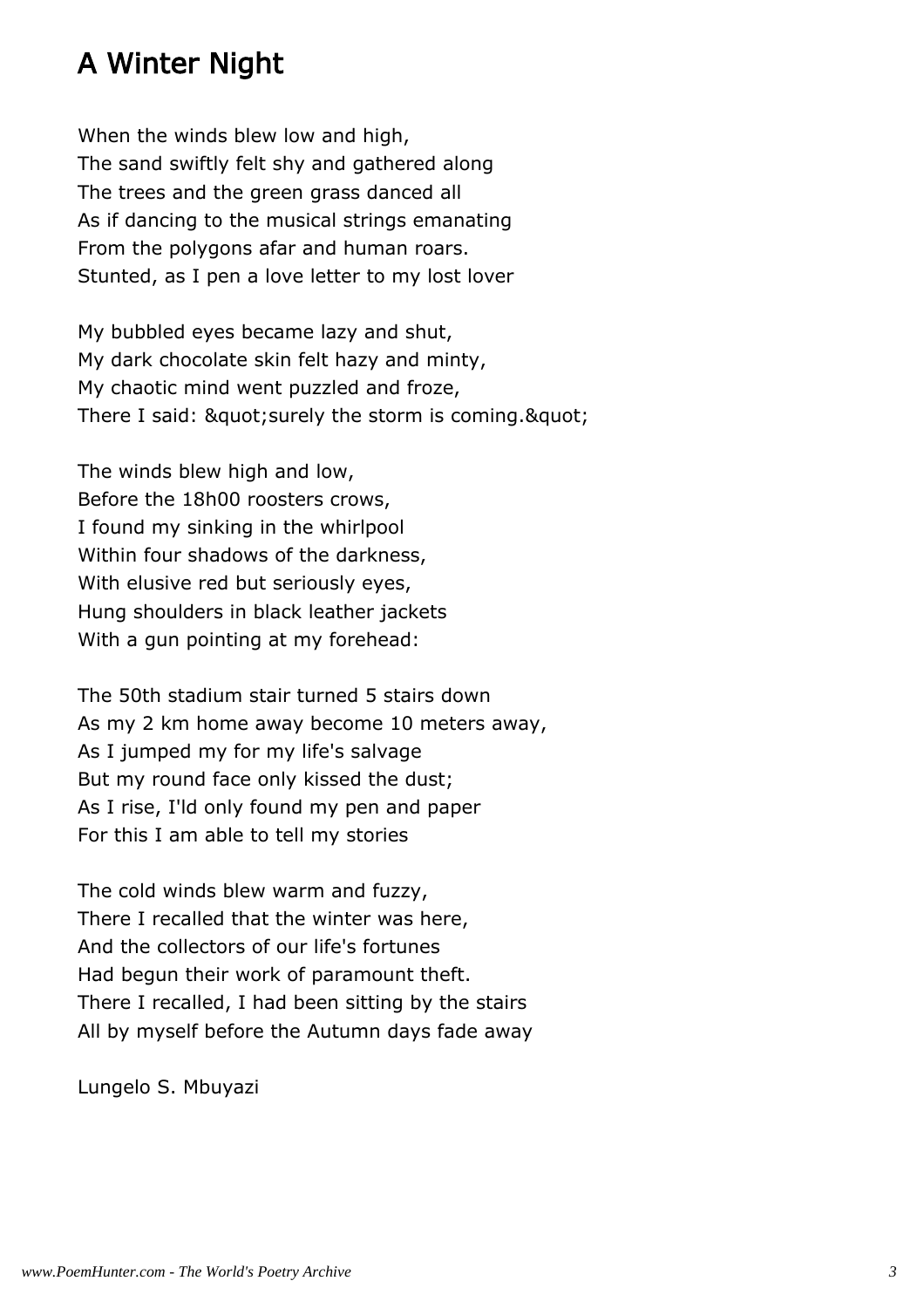# A Winter Night

When the winds blew low and high,
The sand swiftly felt shy and gathered along
The trees and the green grass danced all
As if dancing to the musical strings emanating
From the polygons afar and human roars.
Stunted, as I pen a love letter to my lost lover

My bubbled eyes became lazy and shut,
My dark chocolate skin felt hazy and minty,
My chaotic mind went puzzled and froze,
There I said: &quot;surely the storm is coming.&quot;

The winds blew high and low,
Before the 18h00 roosters crows,
I found my sinking in the whirlpool
Within four shadows of the darkness,
With elusive red but seriously eyes,
Hung shoulders in black leather jackets
With a gun pointing at my forehead:

The 50th stadium stair turned 5 stairs down
As my 2 km home away become 10 meters away,
As I jumped my for my life's salvage
But my round face only kissed the dust;
As I rise, I'ld only found my pen and paper
For this I am able to tell my stories

The cold winds blew warm and fuzzy,
There I recalled that the winter was here,
And the collectors of our life's fortunes
Had begun their work of paramount theft.
There I recalled, I had been sitting by the stairs
All by myself before the Autumn days fade away

Lungelo S. Mbuyazi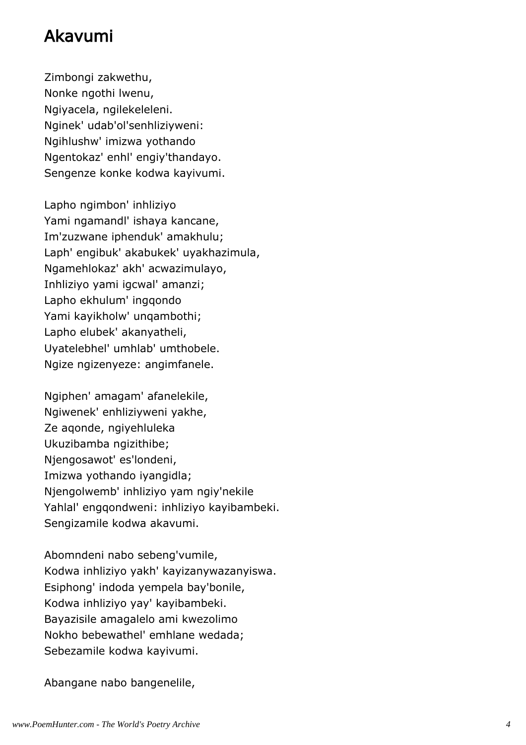# Akavumi

Zimbongi zakwethu,
Nonke ngothi lwenu,
Ngiyacela, ngilekeleleni.
Nginek' udab'ol'senhliziyweni:
Ngihlushw' imizwa yothando
Ngentokaz' enhl' engiy'thandayo.
Sengenze konke kodwa kayivumi.

Lapho ngimbon' inhliziyo
Yami ngamandl' ishaya kancane,
Im'zuzwane iphenduk' amakhulu;
Laph' engibuk' akabukek' uyakhazimula,
Ngamehlokaz' akh' acwazimulayo,
Inhliziyo yami igcwal' amanzi;
Lapho ekhulum' ingqondo
Yami kayikholw' unqambothi;
Lapho elubek' akanyatheli,
Uyatelebhel' umhlab' umthobele.
Ngize ngizenyeze: angimfanele.

Ngiphen' amagam' afanelekile,
Ngiwenek' enhliziyweni yakhe,
Ze aqonde, ngiyehluleka
Ukuzibamba ngizithibe;
Njengosawot' es'londeni,
Imizwa yothando iyangidla;
Njengolwemb' inhliziyo yam ngiy'nekile
Yahlal' engqondweni: inhliziyo kayibambeki.
Sengizamile kodwa akavumi.

Abomndeni nabo sebeng'vumile,
Kodwa inhliziyo yakh' kayizanywazanyiswa.
Esiphong' indoda yempela bay'bonile,
Kodwa inhliziyo yay' kayibambeki.
Bayazisile amagalelo ami kwezolimo
Nokho bebewathel' emhlane wedada;
Sebezamile kodwa kayivumi.

Abangane nabo bangenelile,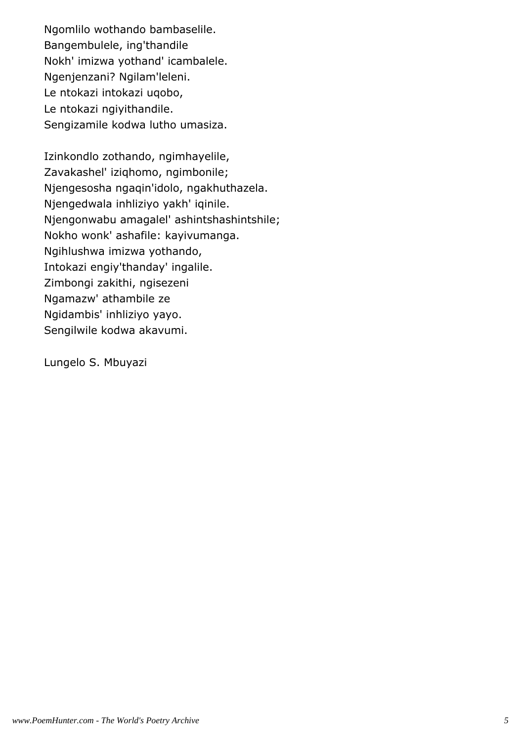Ngomlilo wothando bambaselile.
Bangembulele, ing'thandile
Nokh' imizwa yothand' icambalele.
Ngenjenzani? Ngilam'leleni.
Le ntokazi intokazi uqobo,
Le ntokazi ngiyithandile.
Sengizamile kodwa lutho umasiza.

Izinkondlo zothando, ngimhayelile,
Zavakashel' iziqhomo, ngimbonile;
Njengesosha ngaqin'idolo, ngakhuthazela.
Njengedwala inhliziyo yakh' iqinile.
Njengonwabu amagalel' ashintshashintshile;
Nokho wonk' ashafile: kayivumanga.
Ngihlushwa imizwa yothando,
Intokazi engiy'thanday' ingalile.
Zimbongi zakithi, ngisezeni
Ngamazw' athambile ze
Ngidambis' inhliziyo yayo.
Sengilwile kodwa akavumi.

Lungelo S. Mbuyazi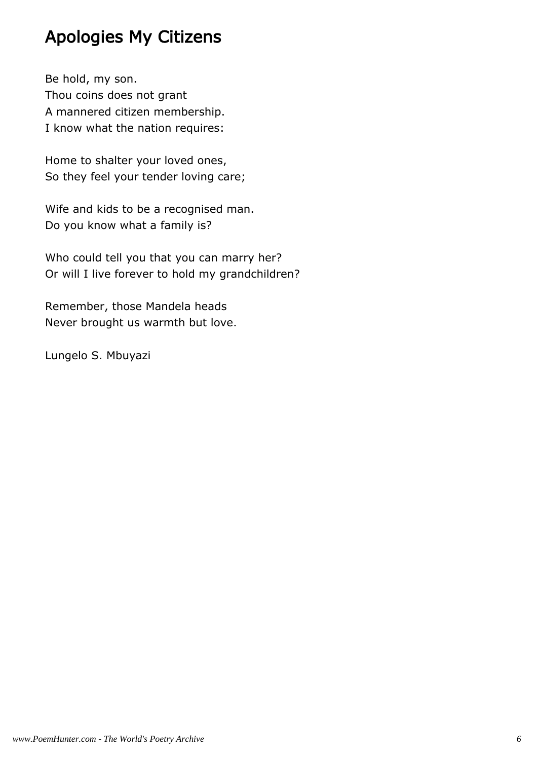# Apologies My Citizens

Be hold, my son.  
Thou coins does not grant  
A mannered citizen membership.  
I know what the nation requires:

Home to shalter your loved ones,  
So they feel your tender loving care;

Wife and kids to be a recognised man.  
Do you know what a family is?

Who could tell you that you can marry her?  
Or will I live forever to hold my grandchildren?

Remember, those Mandela heads  
Never brought us warmth but love.

Lungelo S. Mbuyazi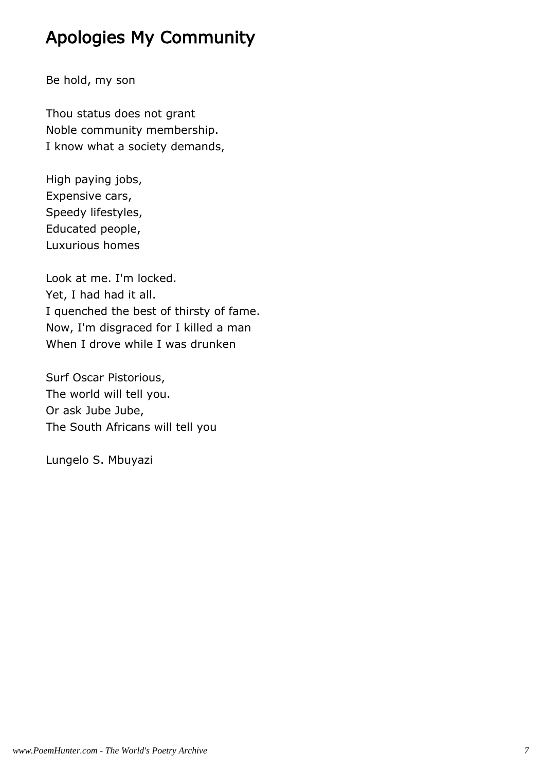# Apologies My Community

Be hold, my son

Thou status does not grant  
Noble community membership.  
I know what a society demands,

High paying jobs,  
Expensive cars,  
Speedy lifestyles,  
Educated people,  
Luxurious homes

Look at me. I'm locked.  
Yet, I had had it all.  
I quenched the best of thirsty of fame.  
Now, I'm disgraced for I killed a man  
When I drove while I was drunken

Surf Oscar Pistorious,  
The world will tell you.  
Or ask Jube Jube,  
The South Africans will tell you

Lungelo S. Mbuyazi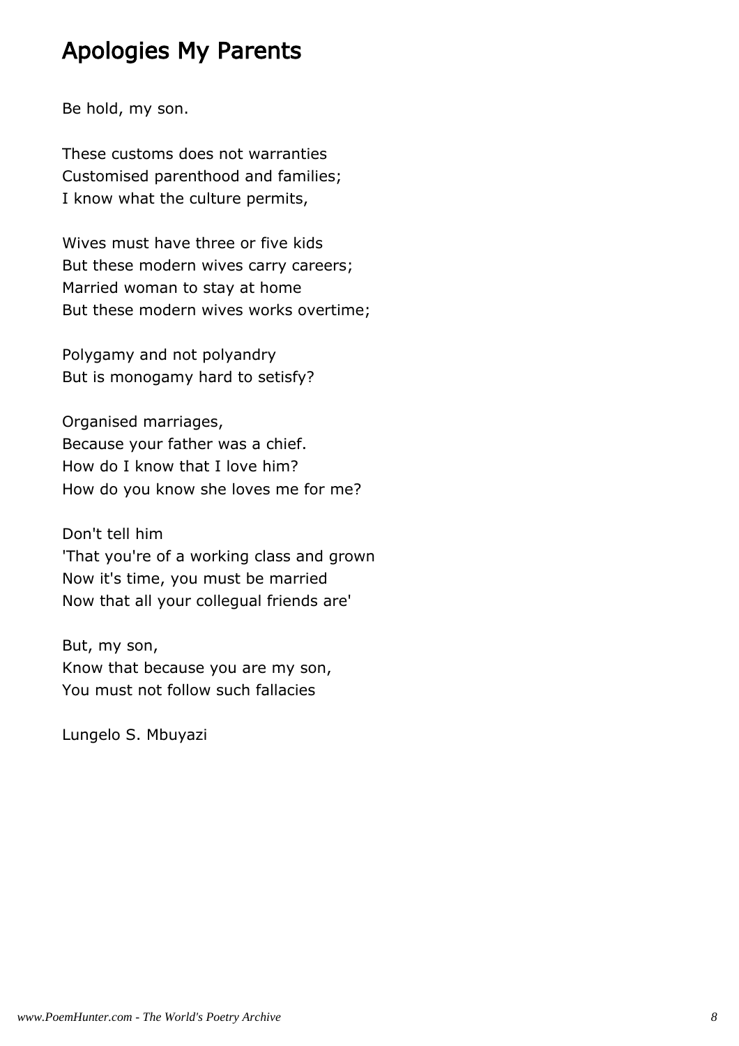# Apologies My Parents

Be hold, my son.

These customs does not warranties  
Customised parenthood and families;  
I know what the culture permits,

Wives must have three or five kids  
But these modern wives carry careers;  
Married woman to stay at home  
But these modern wives works overtime;

Polygamy and not polyandry  
But is monogamy hard to setisfy?

Organised marriages,  
Because your father was a chief.  
How do I know that I love him?  
How do you know she loves me for me?

Don't tell him  
'That you're of a working class and grown  
Now it's time, you must be married  
Now that all your collegual friends are'

But, my son,  
Know that because you are my son,  
You must not follow such fallacies

Lungelo S. Mbuyazi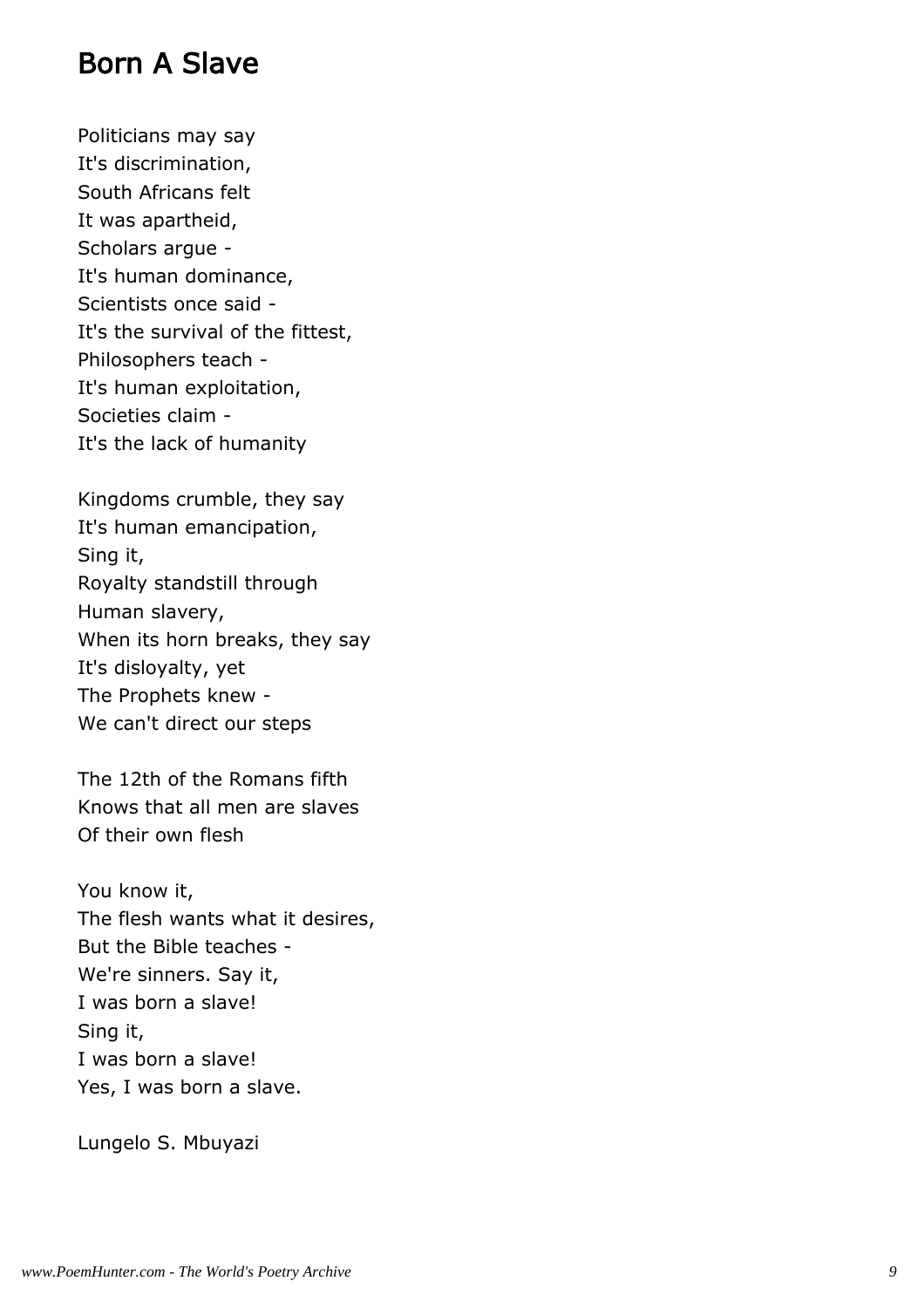# Born A Slave

Politicians may say  
It's discrimination,  
South Africans felt  
It was apartheid,  
Scholars argue -  
It's human dominance,  
Scientists once said -  
It's the survival of the fittest,  
Philosophers teach -  
It's human exploitation,  
Societies claim -  
It's the lack of humanity

Kingdoms crumble, they say  
It's human emancipation,  
Sing it,  
Royalty standstill through  
Human slavery,  
When its horn breaks, they say  
It's disloyalty, yet  
The Prophets knew -  
We can't direct our steps

The 12th of the Romans fifth  
Knows that all men are slaves  
Of their own flesh

You know it,  
The flesh wants what it desires,  
But the Bible teaches -  
We're sinners. Say it,  
I was born a slave!  
Sing it,  
I was born a slave!  
Yes, I was born a slave.

Lungelo S. Mbuyazi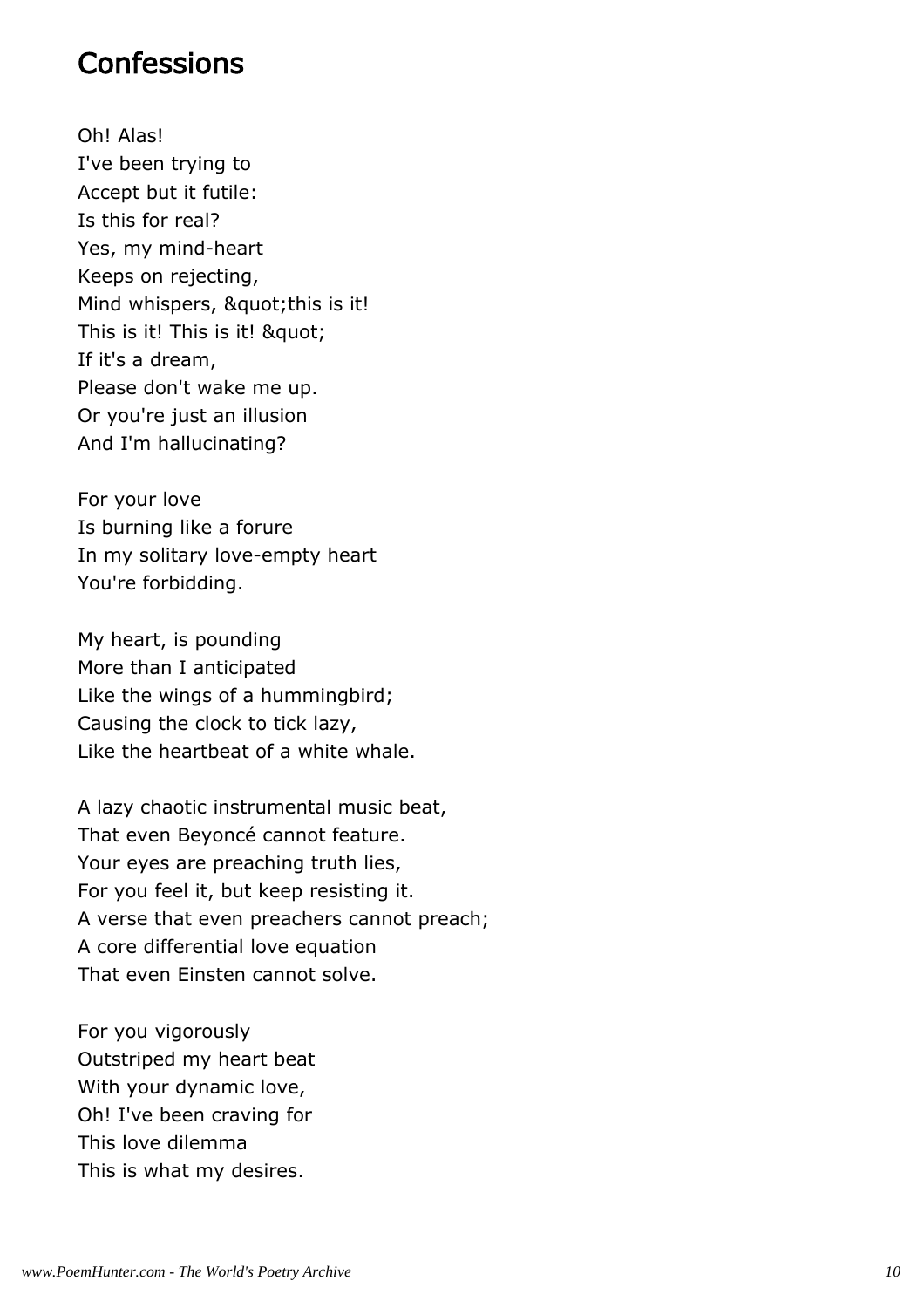# Confessions

Oh! Alas!
I've been trying to
Accept but it futile:
Is this for real?
Yes, my mind-heart
Keeps on rejecting,
Mind whispers, &quot;this is it!
This is it! This is it! &quot;
If it's a dream,
Please don't wake me up.
Or you're just an illusion
And I'm hallucinating?

For your love
Is burning like a forure
In my solitary love-empty heart
You're forbidding.

My heart, is pounding
More than I anticipated
Like the wings of a hummingbird;
Causing the clock to tick lazy,
Like the heartbeat of a white whale.

A lazy chaotic instrumental music beat,
That even Beyoncé cannot feature.
Your eyes are preaching truth lies,
For you feel it, but keep resisting it.
A verse that even preachers cannot preach;
A core differential love equation
That even Einsten cannot solve.

For you vigorously
Outstriped my heart beat
With your dynamic love,
Oh! I've been craving for
This love dilemma
This is what my desires.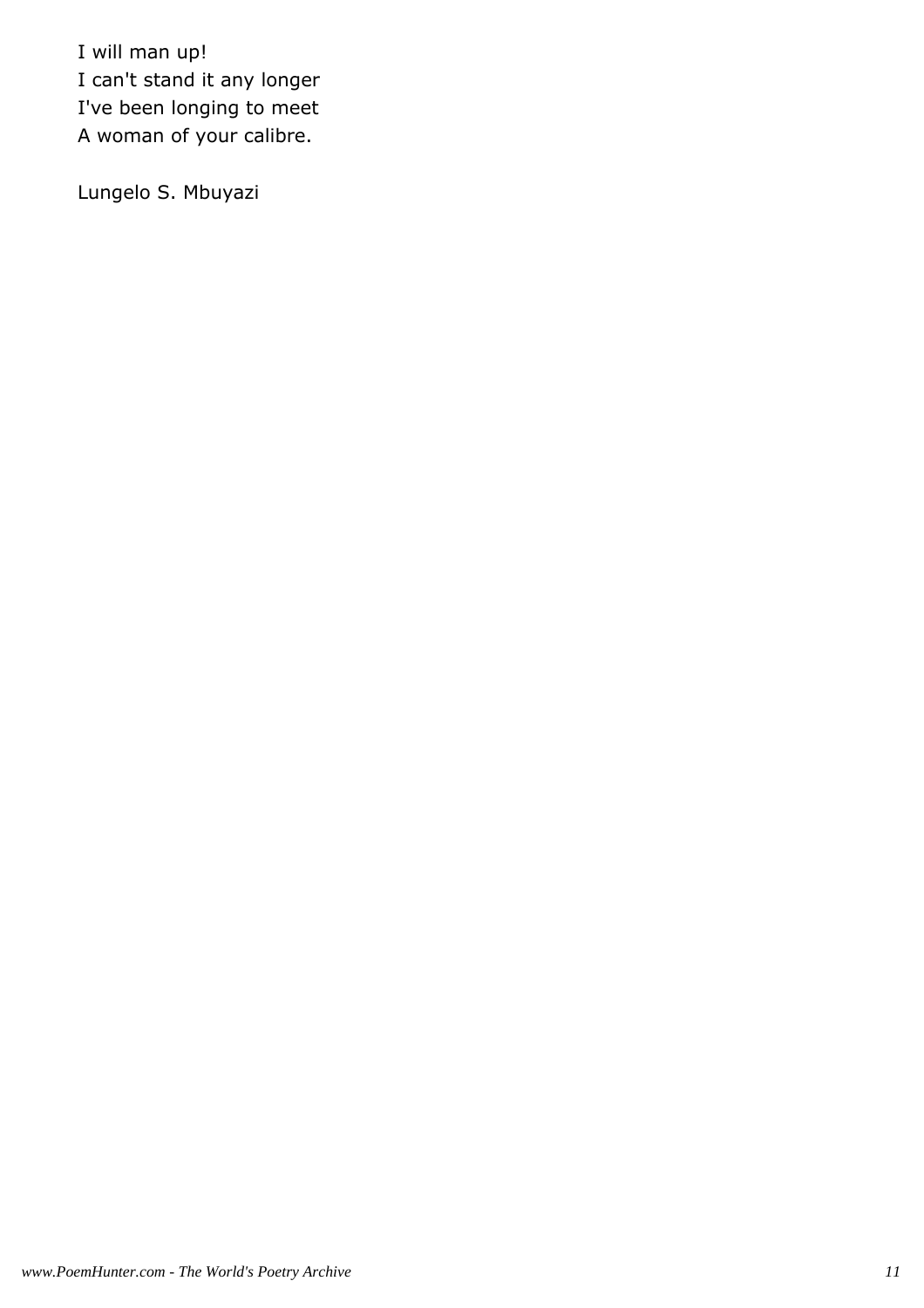I will man up!
I can't stand it any longer
I've been longing to meet
A woman of your calibre.

Lungelo S. Mbuyazi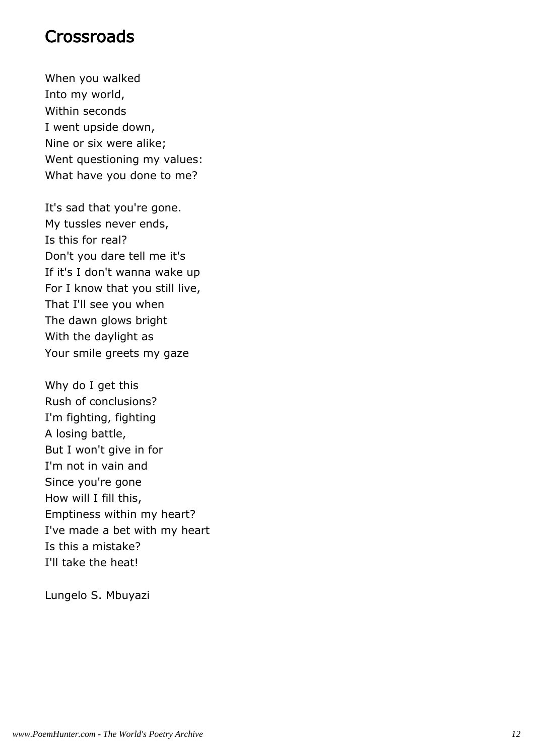# Crossroads

When you walked  
Into my world,  
Within seconds  
I went upside down,  
Nine or six were alike;  
Went questioning my values:  
What have you done to me?

It's sad that you're gone.  
My tussles never ends,  
Is this for real?  
Don't you dare tell me it's  
If it's I don't wanna wake up  
For I know that you still live,  
That I'll see you when  
The dawn glows bright  
With the daylight as  
Your smile greets my gaze

Why do I get this  
Rush of conclusions?  
I'm fighting, fighting  
A losing battle,  
But I won't give in for  
I'm not in vain and  
Since you're gone  
How will I fill this,  
Emptiness within my heart?  
I've made a bet with my heart  
Is this a mistake?  
I'll take the heat!

Lungelo S. Mbuyazi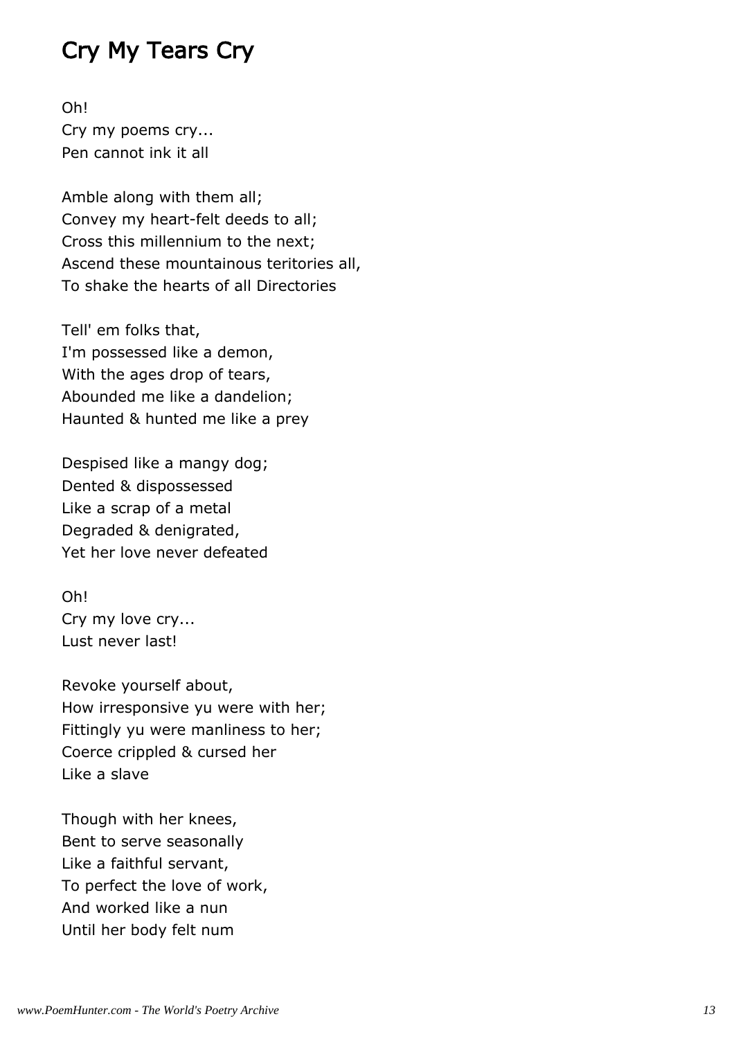# Cry My Tears Cry

Oh!  
Cry my poems cry...  
Pen cannot ink it all

Amble along with them all;  
Convey my heart-felt deeds to all;  
Cross this millennium to the next;  
Ascend these mountainous teritories all,  
To shake the hearts of all Directories

Tell' em folks that,  
I'm possessed like a demon,  
With the ages drop of tears,  
Abounded me like a dandelion;  
Haunted & hunted me like a prey

Despised like a mangy dog;  
Dented & dispossessed  
Like a scrap of a metal  
Degraded & denigrated,  
Yet her love never defeated

Oh!  
Cry my love cry...  
Lust never last!

Revoke yourself about,  
How irresponsive yu were with her;  
Fittingly yu were manliness to her;  
Coerce crippled & cursed her  
Like a slave

Though with her knees,  
Bent to serve seasonally  
Like a faithful servant,  
To perfect the love of work,  
And worked like a nun  
Until her body felt num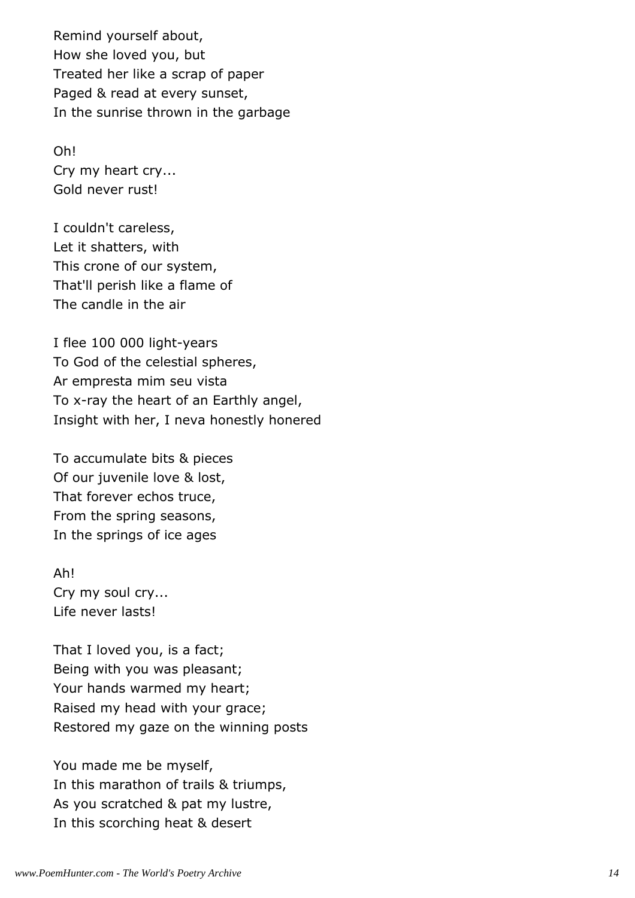Remind yourself about,  
How she loved you, but  
Treated her like a scrap of paper  
Paged & read at every sunset,  
In the sunrise thrown in the garbage

Oh!  
Cry my heart cry...  
Gold never rust!

I couldn't careless,  
Let it shatters, with  
This crone of our system,  
That'll perish like a flame of  
The candle in the air

I flee 100 000 light-years  
To God of the celestial spheres,  
Ar empresta mim seu vista  
To x-ray the heart of an Earthly angel,  
Insight with her, I neva honestly honered

To accumulate bits & pieces  
Of our juvenile love & lost,  
That forever echos truce,  
From the spring seasons,  
In the springs of ice ages

Ah!  
Cry my soul cry...  
Life never lasts!

That I loved you, is a fact;  
Being with you was pleasant;  
Your hands warmed my heart;  
Raised my head with your grace;  
Restored my gaze on the winning posts

You made me be myself,  
In this marathon of trails & triumps,  
As you scratched & pat my lustre,  
In this scorching heat & desert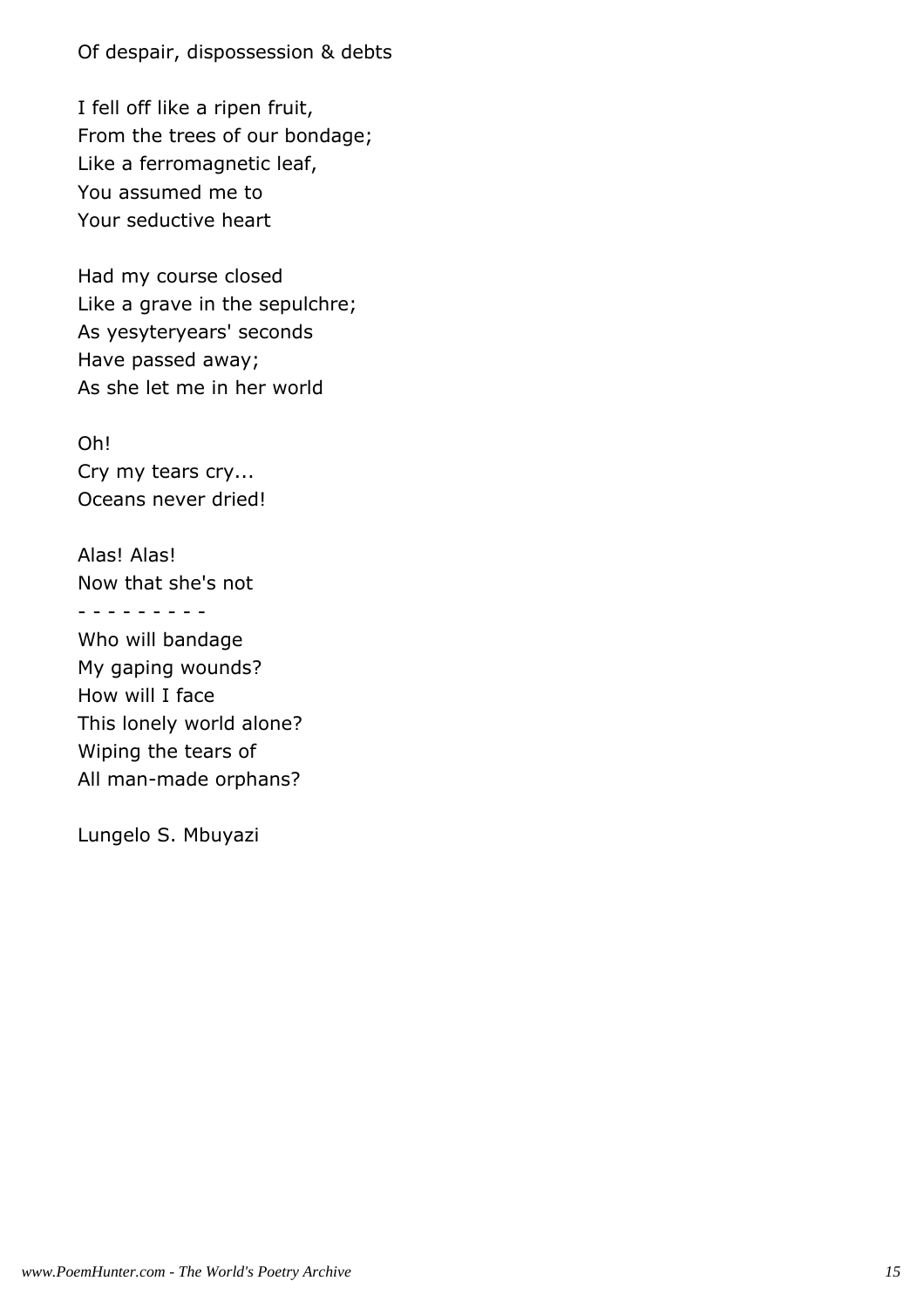Of despair, dispossession & debts

I fell off like a ripen fruit,  
From the trees of our bondage;  
Like a ferromagnetic leaf,  
You assumed me to  
Your seductive heart

Had my course closed  
Like a grave in the sepulchre;  
As yesyteryears' seconds  
Have passed away;  
As she let me in her world

Oh!  
Cry my tears cry...  
Oceans never dried!

Alas! Alas!  
Now that she's not  
- - - - - - - - -  
Who will bandage  
My gaping wounds?  
How will I face  
This lonely world alone?  
Wiping the tears of  
All man-made orphans?

Lungelo S. Mbuyazi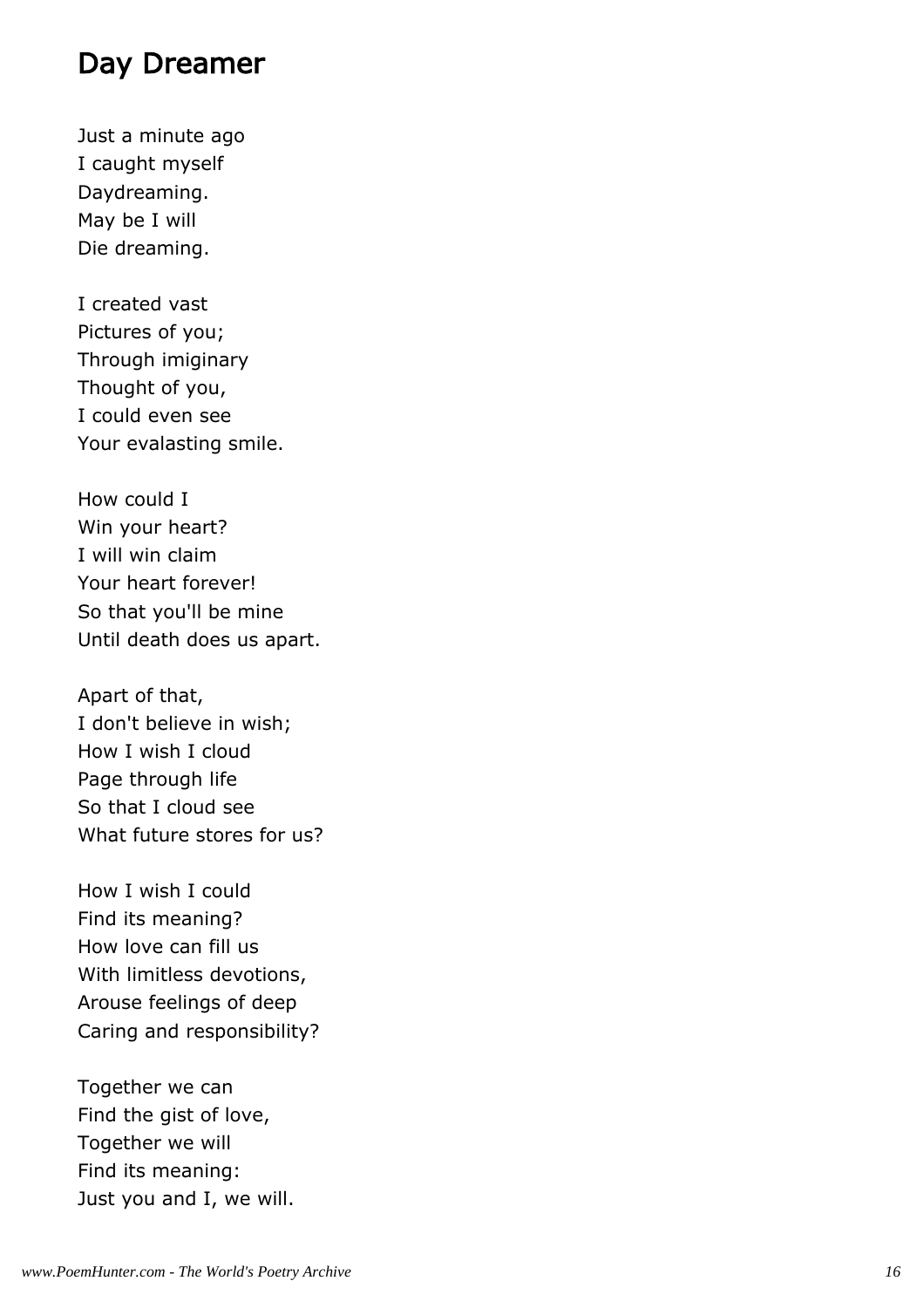# Day Dreamer

Just a minute ago  
I caught myself  
Daydreaming.  
May be I will  
Die dreaming.

I created vast  
Pictures of you;  
Through imiginary  
Thought of you,  
I could even see  
Your evalasting smile.

How could I  
Win your heart?  
I will win claim  
Your heart forever!  
So that you'll be mine  
Until death does us apart.

Apart of that,  
I don't believe in wish;  
How I wish I cloud  
Page through life  
So that I cloud see  
What future stores for us?

How I wish I could  
Find its meaning?  
How love can fill us  
With limitless devotions,  
Arouse feelings of deep  
Caring and responsibility?

Together we can  
Find the gist of love,  
Together we will  
Find its meaning:  
Just you and I, we will.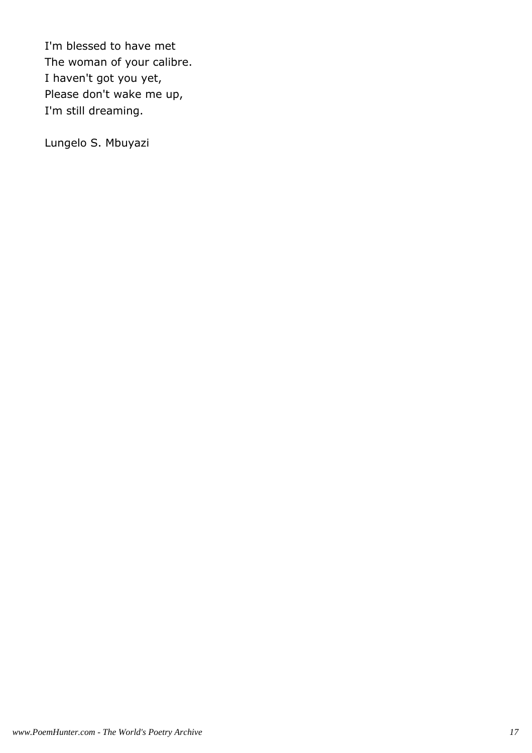I'm blessed to have met
The woman of your calibre.
I haven't got you yet,
Please don't wake me up,
I'm still dreaming.

Lungelo S. Mbuyazi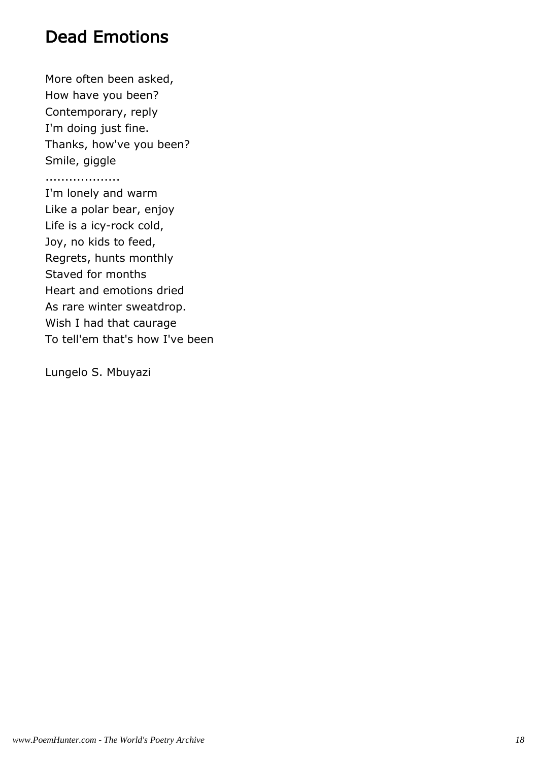# Dead Emotions

More often been asked,  
How have you been?  
Contemporary, reply  
I'm doing just fine.  
Thanks, how've you been?  
Smile, giggle  
..................  
I'm lonely and warm  
Like a polar bear, enjoy  
Life is a icy-rock cold,  
Joy, no kids to feed,  
Regrets, hunts monthly  
Staved for months  
Heart and emotions dried  
As rare winter sweatdrop.  
Wish I had that caurage  
To tell'em that's how I've been

Lungelo S. Mbuyazi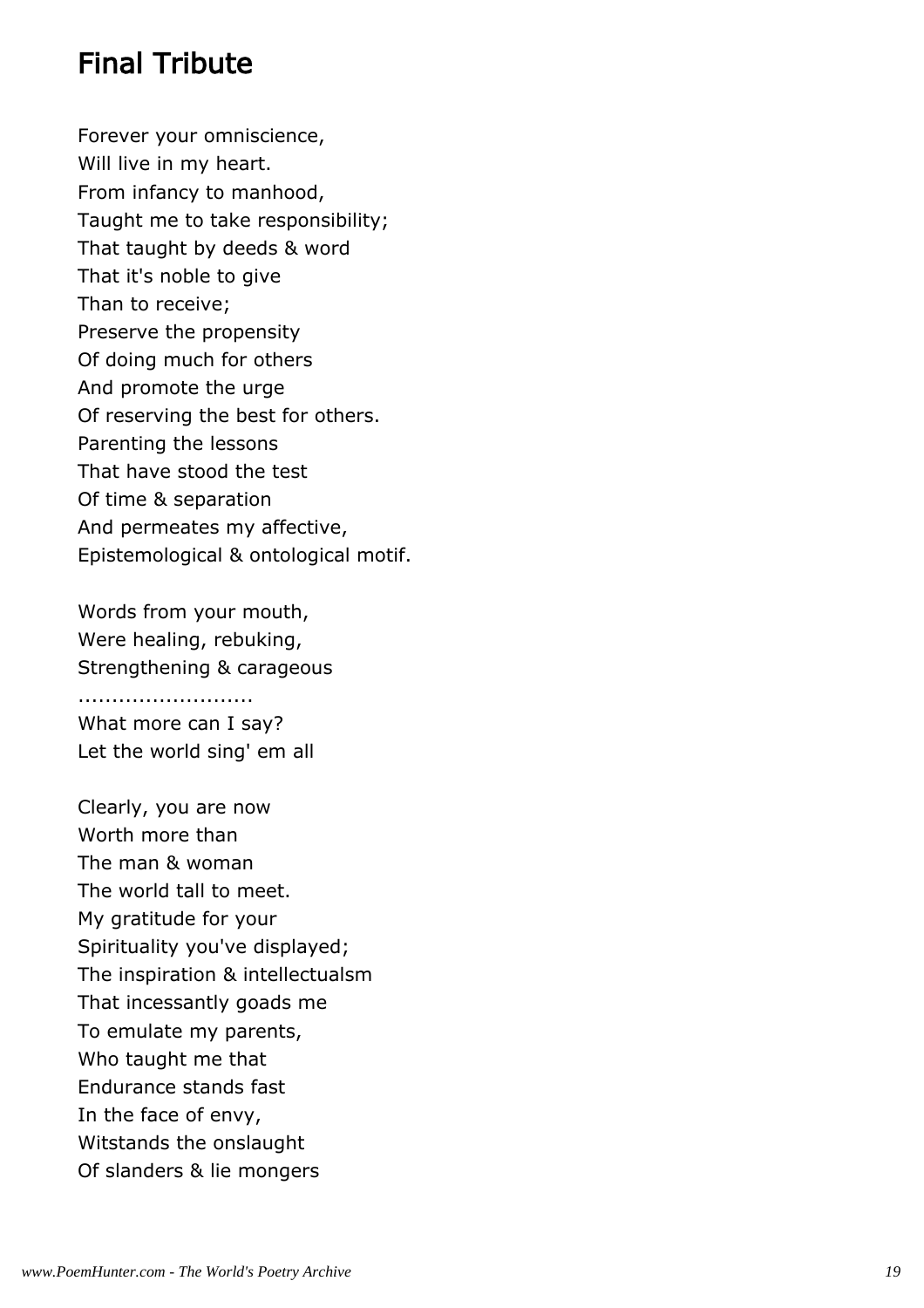## Final Tribute

Forever your omniscience,  
Will live in my heart.  
From infancy to manhood,  
Taught me to take responsibility;  
That taught by deeds & word  
That it's noble to give  
Than to receive;  
Preserve the propensity  
Of doing much for others  
And promote the urge  
Of reserving the best for others.  
Parenting the lessons  
That have stood the test  
Of time & separation  
And permeates my affective,  
Epistemological & ontological motif.

Words from your mouth,  
Were healing, rebuking,  
Strengthening & carageous  
.........................  
What more can I say?  
Let the world sing' em all

Clearly, you are now  
Worth more than  
The man & woman  
The world tall to meet.  
My gratitude for your  
Spirituality you've displayed;  
The inspiration & intellectualsm  
That incessantly goads me  
To emulate my parents,  
Who taught me that  
Endurance stands fast  
In the face of envy,  
Witstands the onslaught  
Of slanders & lie mongers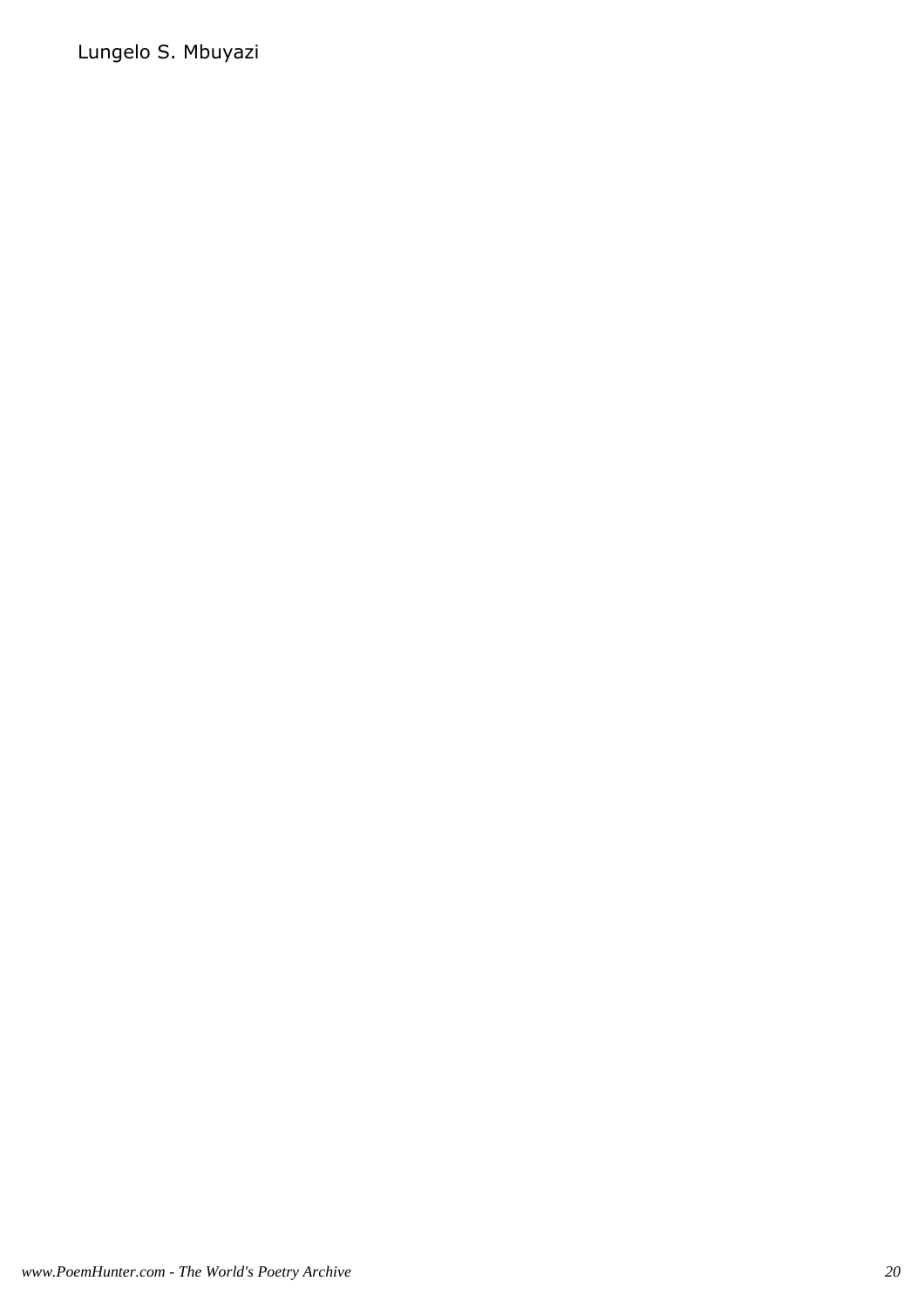Lungelo S. Mbuyazi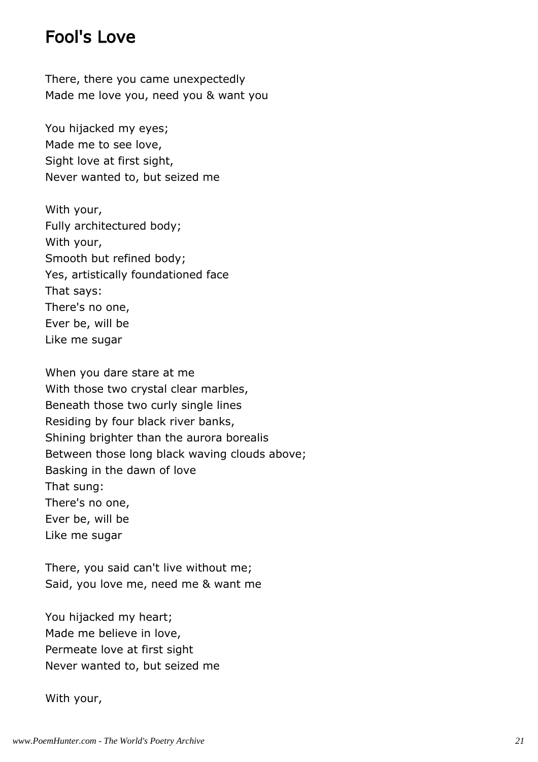## Fool's Love

There, there you came unexpectedly
Made me love you, need you & want you

You hijacked my eyes;
Made me to see love,
Sight love at first sight,
Never wanted to, but seized me

With your,
Fully architectured body;
With your,
Smooth but refined body;
Yes, artistically foundationed face
That says:
There's no one,
Ever be, will be
Like me sugar

When you dare stare at me
With those two crystal clear marbles,
Beneath those two curly single lines
Residing by four black river banks,
Shining brighter than the aurora borealis
Between those long black waving clouds above;
Basking in the dawn of love
That sung:
There's no one,
Ever be, will be
Like me sugar

There, you said can't live without me;
Said, you love me, need me & want me

You hijacked my heart;
Made me believe in love,
Permeate love at first sight
Never wanted to, but seized me

With your,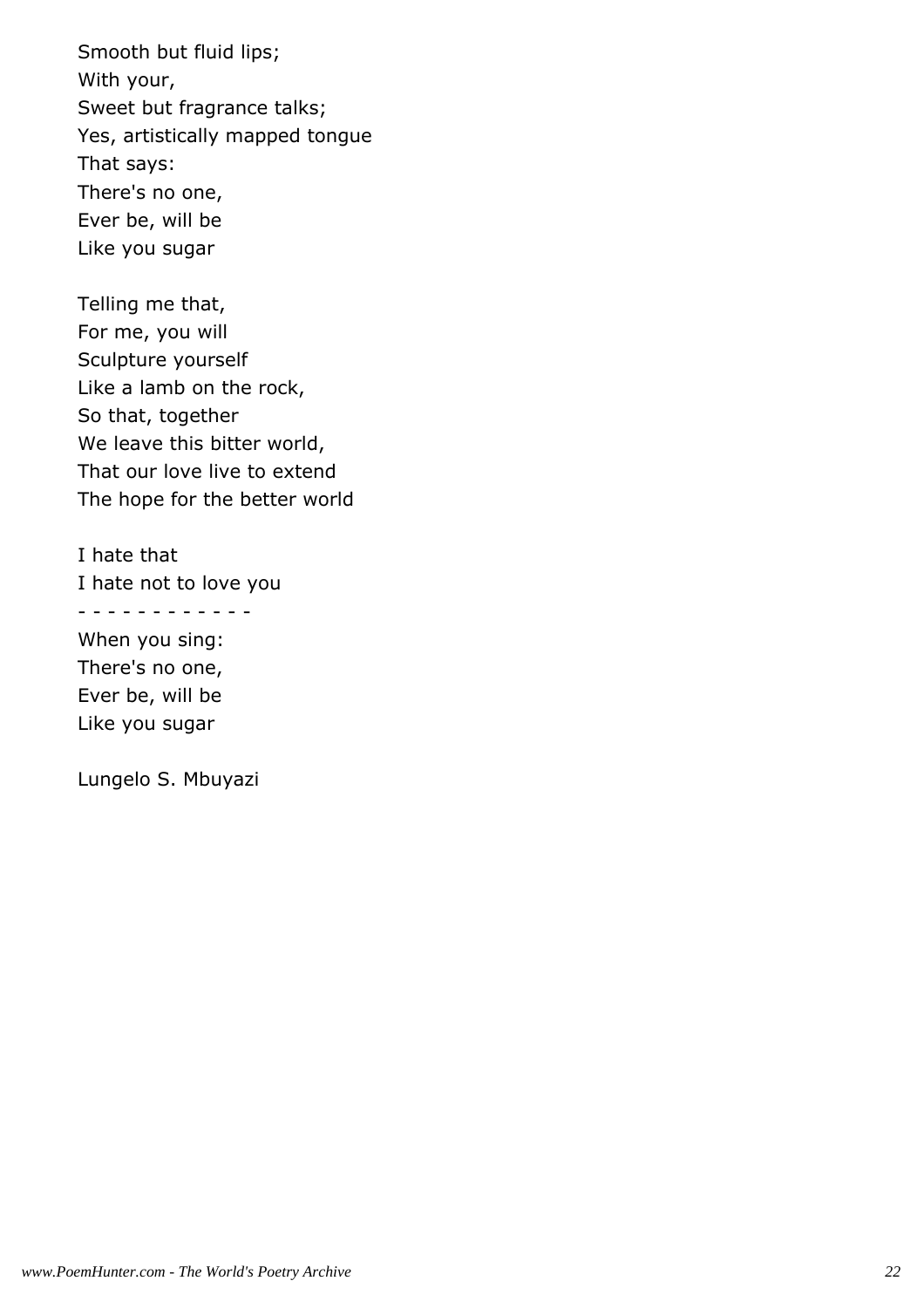Smooth but fluid lips;
With your,
Sweet but fragrance talks;
Yes, artistically mapped tongue
That says:
There's no one,
Ever be, will be
Like you sugar

Telling me that,
For me, you will
Sculpture yourself
Like a lamb on the rock,
So that, together
We leave this bitter world,
That our love live to extend
The hope for the better world

I hate that
I hate not to love you
- - - - - - - - - - - -
When you sing:
There's no one,
Ever be, will be
Like you sugar

Lungelo S. Mbuyazi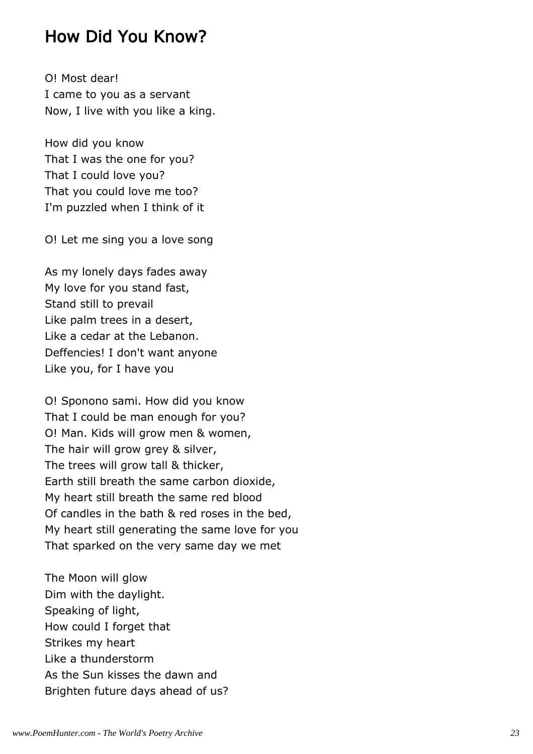## How Did You Know?

O! Most dear!
I came to you as a servant
Now, I live with you like a king.

How did you know
That I was the one for you?
That I could love you?
That you could love me too?
I'm puzzled when I think of it

O! Let me sing you a love song

As my lonely days fades away
My love for you stand fast,
Stand still to prevail
Like palm trees in a desert,
Like a cedar at the Lebanon.
Deffencies! I don't want anyone
Like you, for I have you

O! Sponono sami. How did you know
That I could be man enough for you?
O! Man. Kids will grow men & women,
The hair will grow grey & silver,
The trees will grow tall & thicker,
Earth still breath the same carbon dioxide,
My heart still breath the same red blood
Of candles in the bath & red roses in the bed,
My heart still generating the same love for you
That sparked on the very same day we met

The Moon will glow
Dim with the daylight.
Speaking of light,
How could I forget that
Strikes my heart
Like a thunderstorm
As the Sun kisses the dawn and
Brighten future days ahead of us?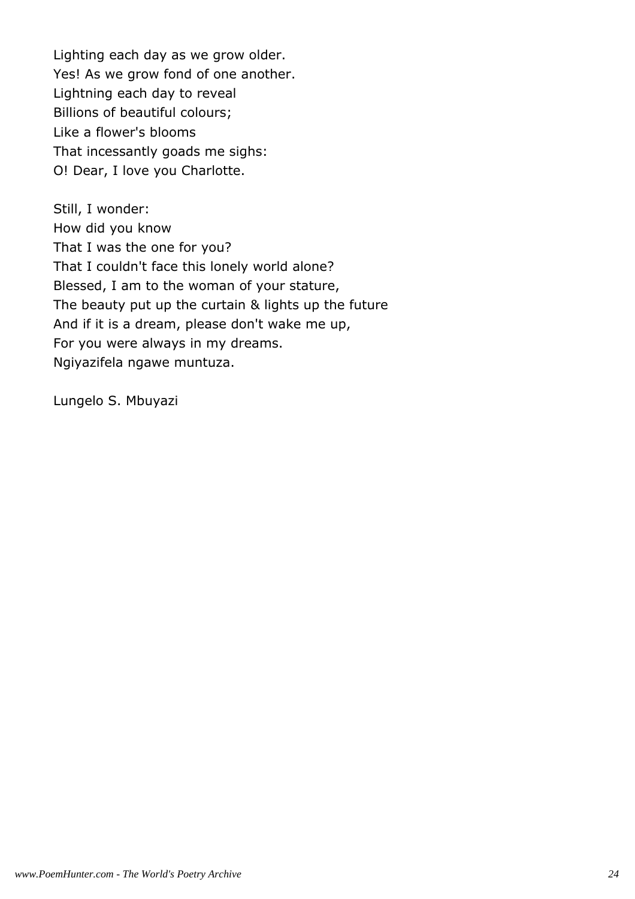Lighting each day as we grow older.
Yes! As we grow fond of one another.
Lightning each day to reveal
Billions of beautiful colours;
Like a flower's blooms
That incessantly goads me sighs:
O! Dear, I love you Charlotte.

Still, I wonder:
How did you know
That I was the one for you?
That I couldn't face this lonely world alone?
Blessed, I am to the woman of your stature,
The beauty put up the curtain & lights up the future
And if it is a dream, please don't wake me up,
For you were always in my dreams.
Ngiyazifela ngawe muntuza.

Lungelo S. Mbuyazi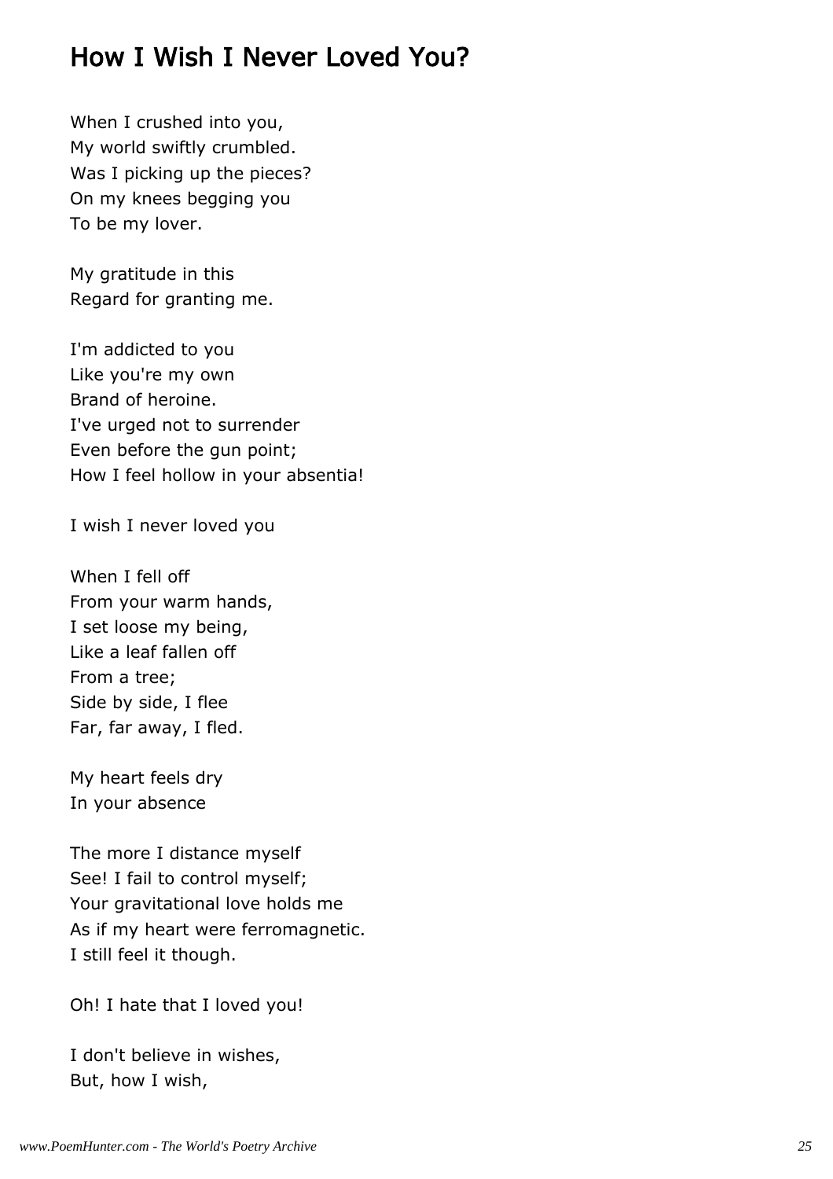## How I Wish I Never Loved You?

When I crushed into you,
My world swiftly crumbled.
Was I picking up the pieces?
On my knees begging you
To be my lover.

My gratitude in this
Regard for granting me.

I'm addicted to you
Like you're my own
Brand of heroine.
I've urged not to surrender
Even before the gun point;
How I feel hollow in your absentia!

I wish I never loved you

When I fell off
From your warm hands,
I set loose my being,
Like a leaf fallen off
From a tree;
Side by side, I flee
Far, far away, I fled.

My heart feels dry
In your absence

The more I distance myself
See! I fail to control myself;
Your gravitational love holds me
As if my heart were ferromagnetic.
I still feel it though.

Oh! I hate that I loved you!

I don't believe in wishes,
But, how I wish,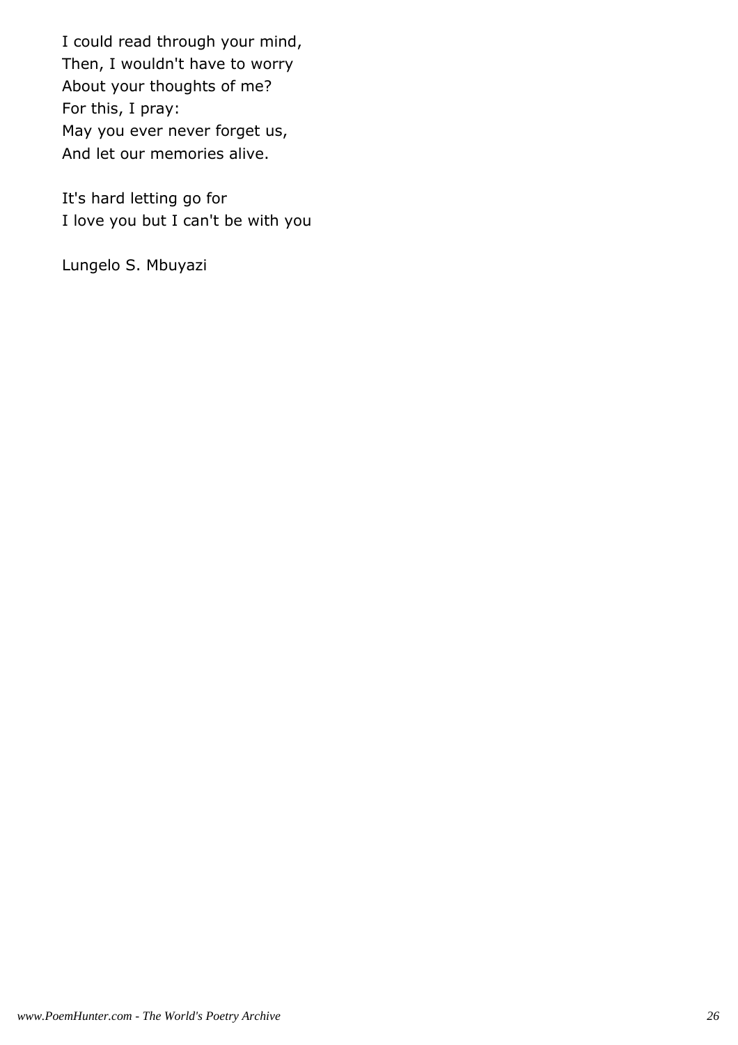I could read through your mind,
Then, I wouldn't have to worry
About your thoughts of me?
For this, I pray:
May you ever never forget us,
And let our memories alive.

It's hard letting go for
I love you but I can't be with you

Lungelo S. Mbuyazi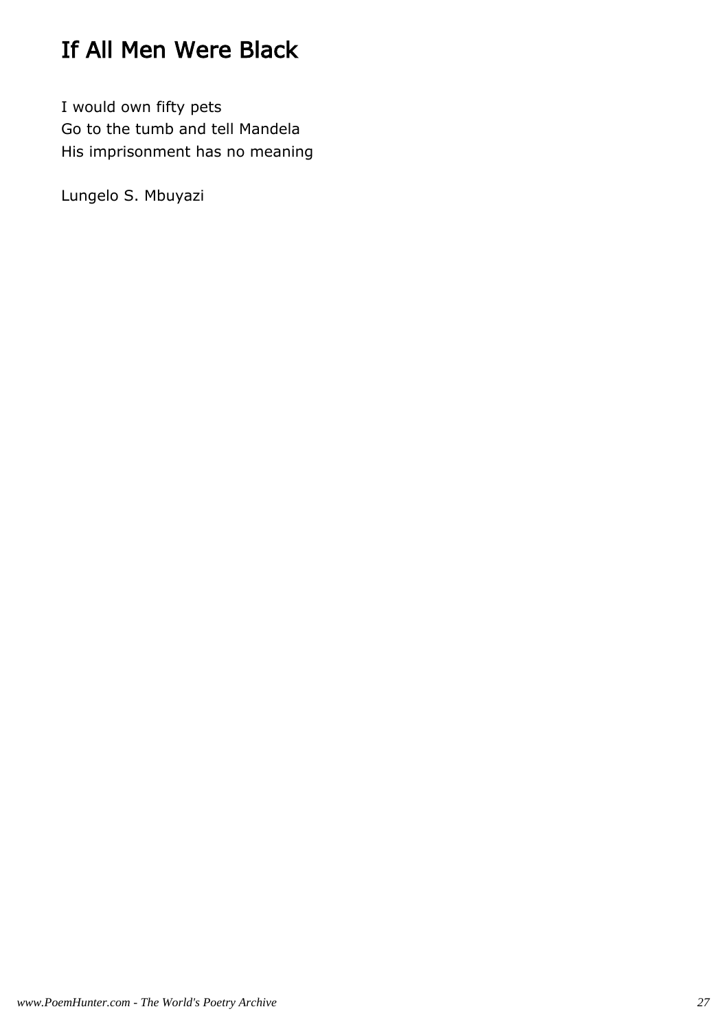# If All Men Were Black

I would own fifty pets  
Go to the tumb and tell Mandela  
His imprisonment has no meaning

Lungelo S. Mbuyazi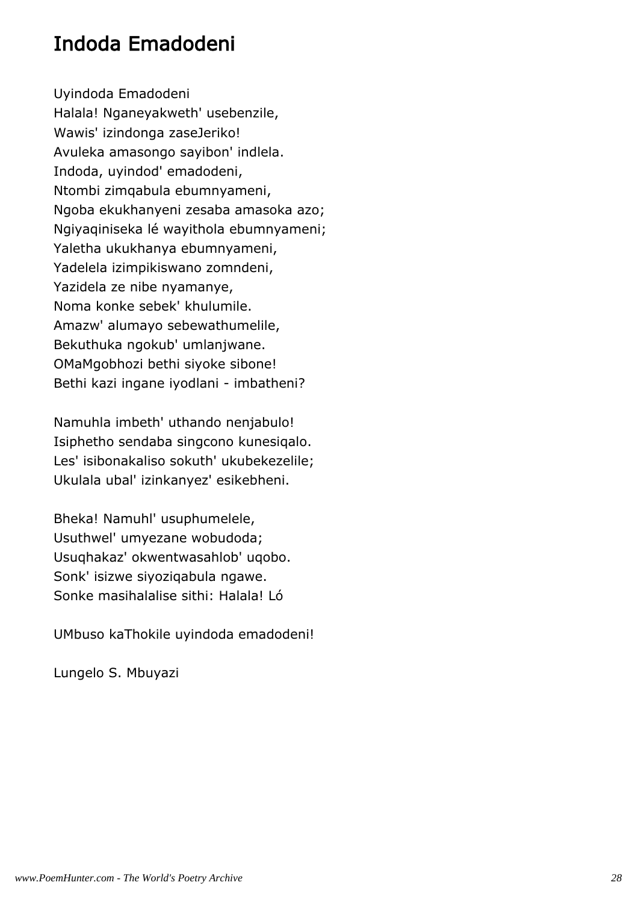# Indoda Emadodeni

Uyindoda Emadodeni  
Halala! Nganeyakweth' usebenzile,  
Wawis' izindonga zaseJeriko!  
Avuleka amasongo sayibon' indlela.  
Indoda, uyindod' emadodeni,  
Ntombi zimqabula ebumnyameni,  
Ngoba ekukhanyeni zesaba amasoka azo;  
Ngiyaqiniseka lé wayithola ebumnyameni;  
Yaletha ukukhanya ebumnyameni,  
Yadelela izimpikiswano zomndeni,  
Yazidela ze nibe nyamanye,  
Noma konke sebek' khulumile.  
Amazw' alumayo sebewathumelile,  
Bekuthuka ngokub' umlanjwane.  
OMaMgobhozi bethi siyoke sibone!  
Bethi kazi ingane iyodlani - imbatheni?

Namuhla imbeth' uthando nenjabulo!  
Isiphetho sendaba singcono kunesiqalo.  
Les' isibonakaliso sokuth' ukubekezelile;  
Ukulala ubal' izinkanyez' esikebheni.

Bheka! Namuhl' usuphumelele,  
Usuthwel' umyezane wobudoda;  
Usuqhakaz' okwentwasahlob' uqobo.  
Sonk' isizwe siyoziqabula ngawe.  
Sonke masihalalise sithi: Halala! Ló

UMbuso kaThokile uyindoda emadodeni!

Lungelo S. Mbuyazi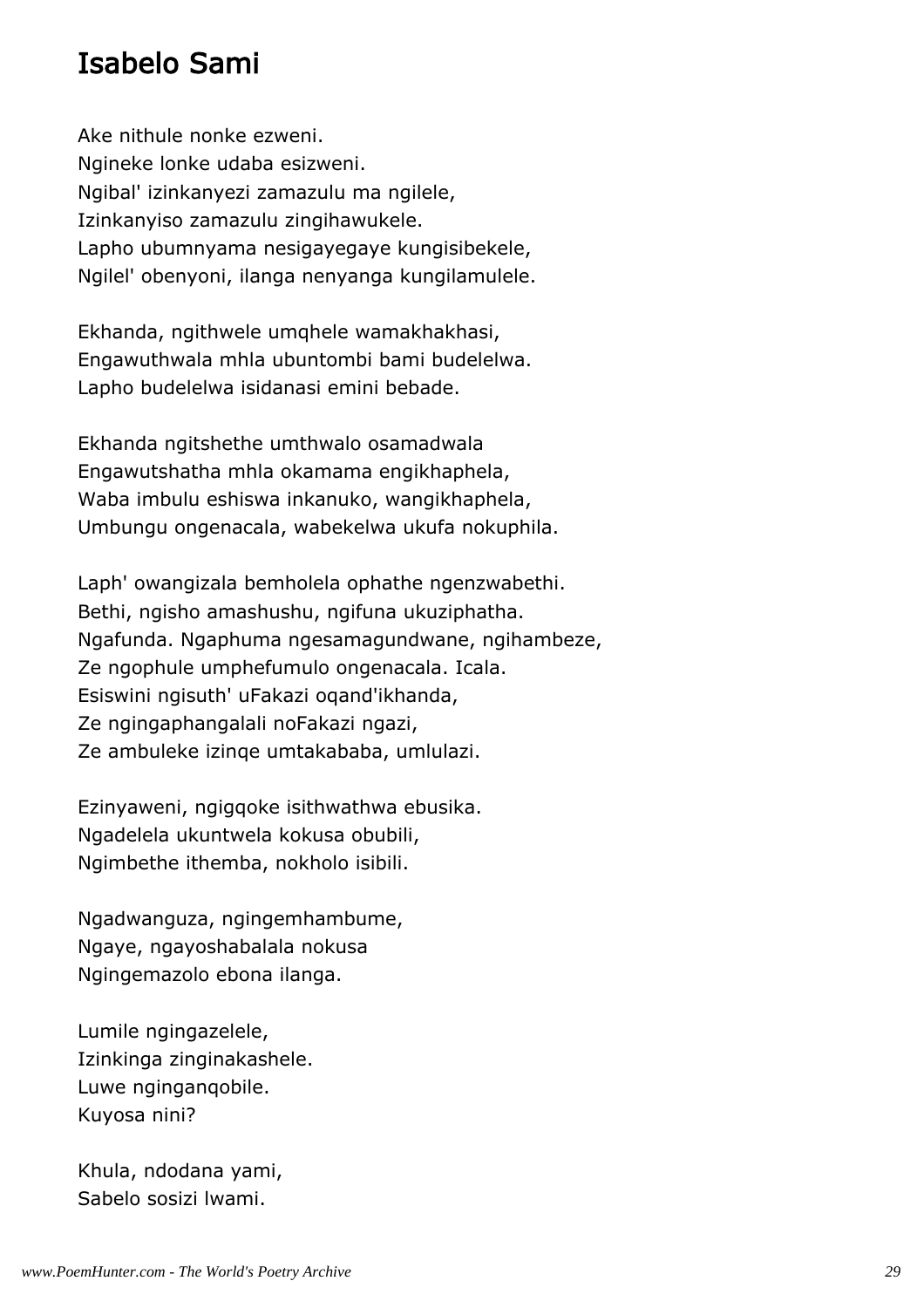# Isabelo Sami

Ake nithule nonke ezweni.
Ngineke lonke udaba esizweni.
Ngibal' izinkanyezi zamazulu ma ngilele,
Izinkanyiso zamazulu zingihawukele.
Lapho ubumnyama nesigayegaye kungisibekele,
Ngilel' obenyoni, ilanga nenyanga kungilamulele.

Ekhanda, ngithwele umqhele wamakhakhasi,
Engawuthwala mhla ubuntombi bami budelelwa.
Lapho budelelwa isidanasi emini bebade.

Ekhanda ngitshethe umthwalo osamadwala
Engawutshatha mhla okamama engikhaphela,
Waba imbulu eshiswa inkanuko, wangikhaphela,
Umbungu ongenacala, wabekelwa ukufa nokuphila.

Laph' owangizala bemholela ophathe ngenzwabethi.
Bethi, ngisho amashushu, ngifuna ukuziphatha.
Ngafunda. Ngaphuma ngesamagundwane, ngihambeze,
Ze ngophule umphefumulo ongenacala. Icala.
Esiswini ngisuth' uFakazi oqand'ikhanda,
Ze ngingaphangalali noFakazi ngazi,
Ze ambuleke izinqe umtakababa, umlulazi.

Ezinyaweni, ngigqoke isithwathwa ebusika.
Ngadelela ukuntwela kokusa obubili,
Ngimbethe ithemba, nokholo isibili.

Ngadwanguza, ngingemhambume,
Ngaye, ngayoshabalala nokusa
Ngingemazolo ebona ilanga.

Lumile ngingazelele,
Izinkinga zinginakashele.
Luwe nginganqobile.
Kuyosa nini?

Khula, ndodana yami,
Sabelo sosizi lwami.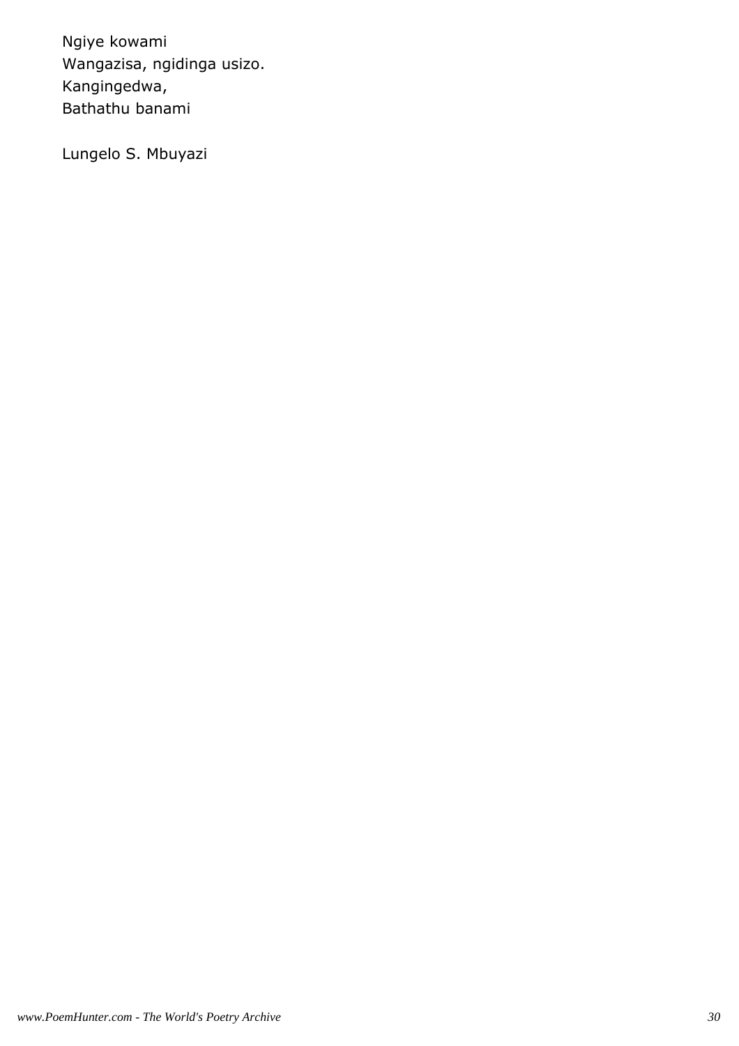Ngiye kowami
Wangazisa, ngidinga usizo.
Kangingedwa,
Bathathu banami

Lungelo S. Mbuyazi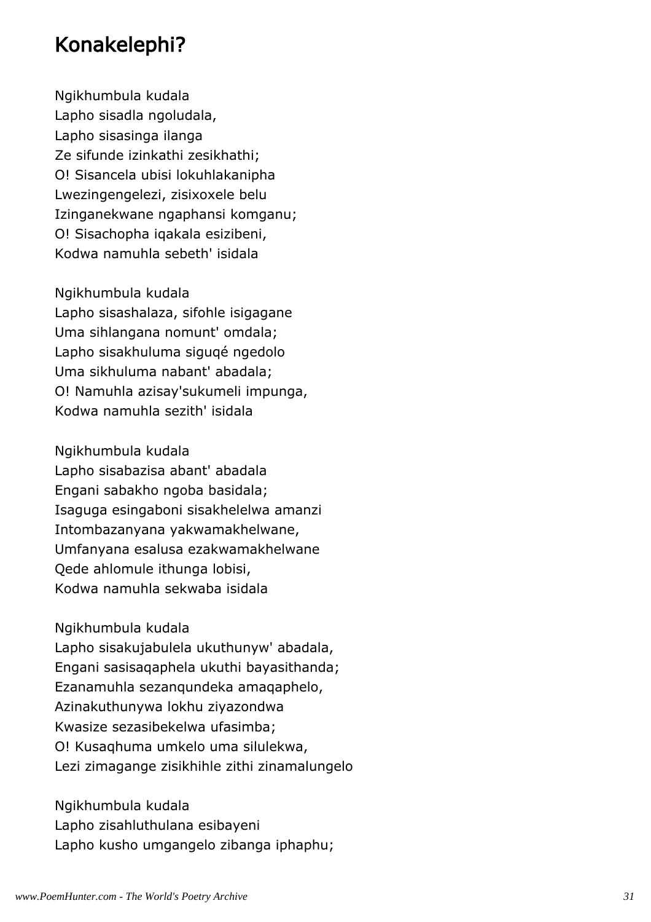# Konakelephi?

Ngikhumbula kudala
Lapho sisadla ngoludala,
Lapho sisasinga ilanga
Ze sifunde izinkathi zesikhathi;
O! Sisancela ubisi lokuhlakanipha
Lwezingengelezi, zisixoxele belu
Izinganekwane ngaphansi komganu;
O! Sisachopha iqakala esizibeni,
Kodwa namuhla sebeth' isidala

Ngikhumbula kudala
Lapho sisashalaza, sifohle isigagane
Uma sihlangana nomunt' omdala;
Lapho sisakhuluma siguqé ngedolo
Uma sikhuluma nabant' abadala;
O! Namuhla azisay'sukumeli impunga,
Kodwa namuhla sezith' isidala

Ngikhumbula kudala
Lapho sisabazisa abant' abadala
Engani sabakho ngoba basidala;
Isaguga esingaboni sisakhelelwa amanzi
Intombazanyana yakwamakhelwane,
Umfanyana esalusa ezakwamakhelwane
Qede ahlomule ithunga lobisi,
Kodwa namuhla sekwaba isidala

Ngikhumbula kudala
Lapho sisakujabulela ukuthunyw' abadala,
Engani sasisaqaphela ukuthi bayasithanda;
Ezanamuhla sezanqundeka amaqaphelo,
Azinakuthunywa lokhu ziyazondwa
Kwasize sezasibekelwa ufasimba;
O! Kusaqhuma umkelo uma silulekwa,
Lezi zimagange zisikhihle zithi zinamalungelo

Ngikhumbula kudala
Lapho zisahluthulana esibayeni
Lapho kusho umgangelo zibanga iphaphu;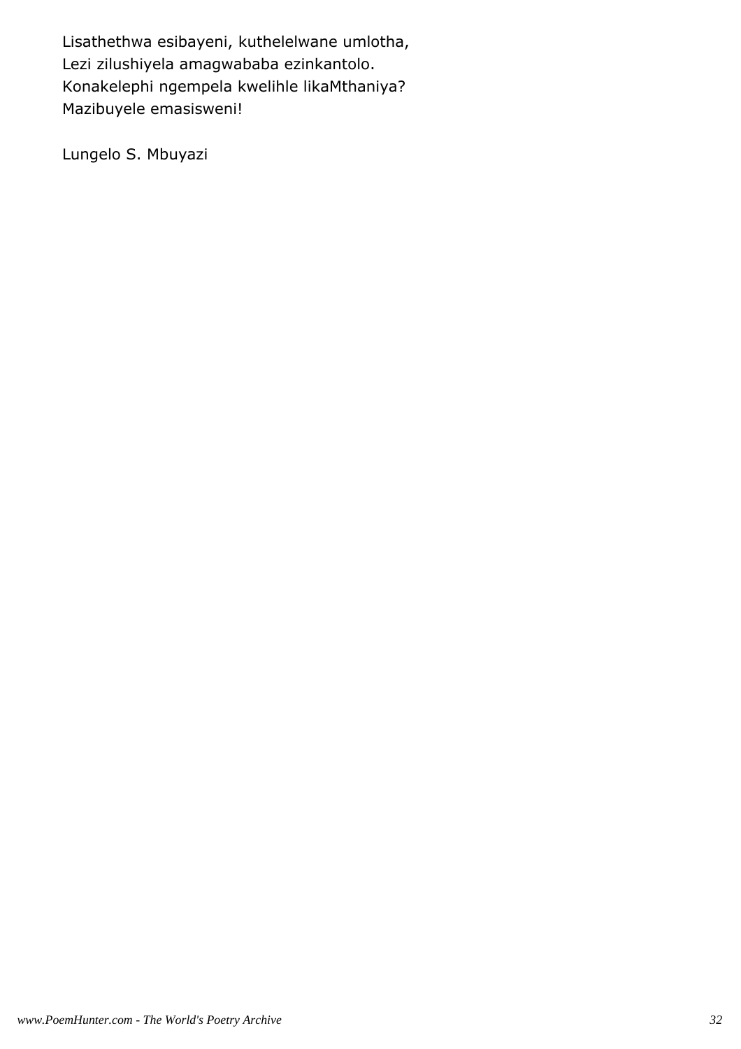Lisathethwa esibayeni, kuthelelwane umlotha,
Lezi zilushiyela amagwababa ezinkantolo.
Konakelephi ngempela kwelihle likaMthaniya?
Mazibuyele emasisweni!

Lungelo S. Mbuyazi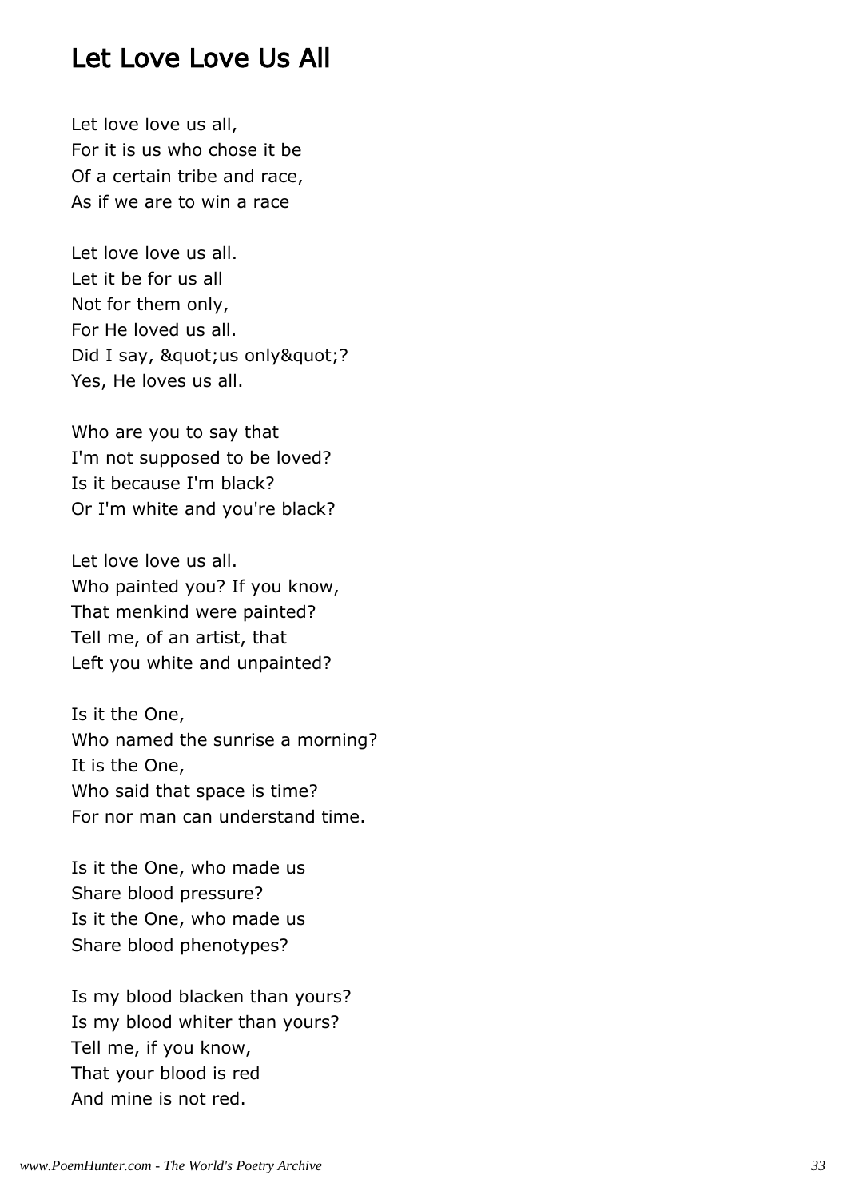## Let Love Love Us All

Let love love us all,
For it is us who chose it be
Of a certain tribe and race,
As if we are to win a race

Let love love us all.
Let it be for us all
Not for them only,
For He loved us all.
Did I say, &quot;us only&quot;?
Yes, He loves us all.

Who are you to say that
I'm not supposed to be loved?
Is it because I'm black?
Or I'm white and you're black?

Let love love us all.
Who painted you? If you know,
That menkind were painted?
Tell me, of an artist, that
Left you white and unpainted?

Is it the One,
Who named the sunrise a morning?
It is the One,
Who said that space is time?
For nor man can understand time.

Is it the One, who made us
Share blood pressure?
Is it the One, who made us
Share blood phenotypes?

Is my blood blacken than yours?
Is my blood whiter than yours?
Tell me, if you know,
That your blood is red
And mine is not red.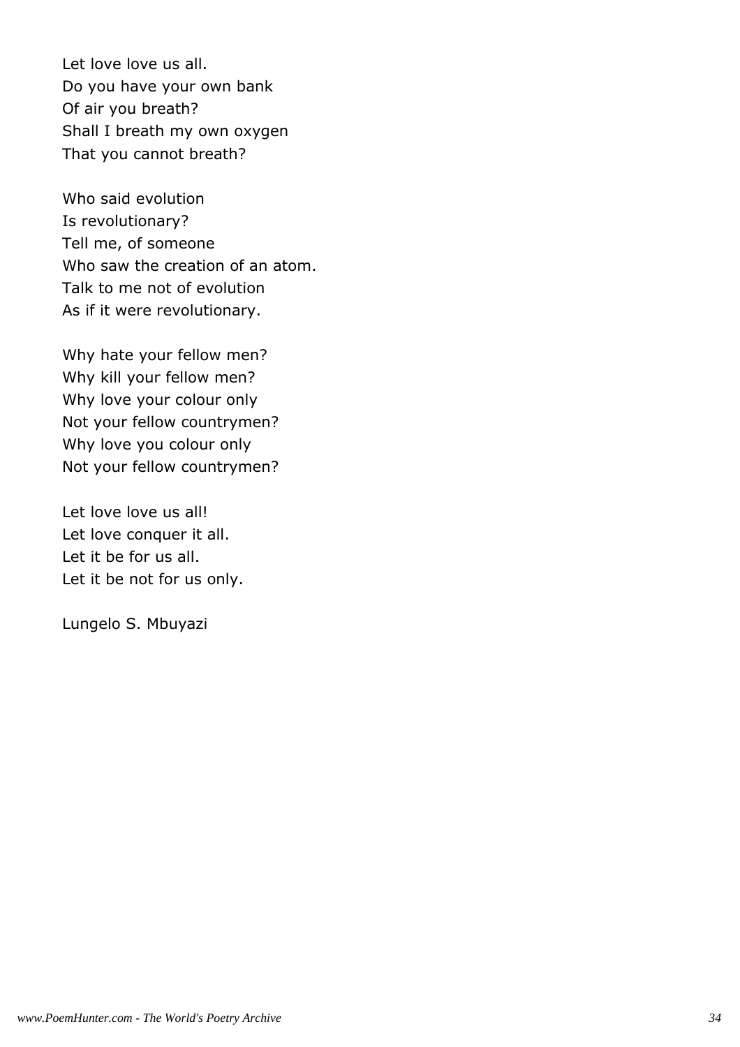Let love love us all.
Do you have your own bank
Of air you breath?
Shall I breath my own oxygen
That you cannot breath?

Who said evolution
Is revolutionary?
Tell me, of someone
Who saw the creation of an atom.
Talk to me not of evolution
As if it were revolutionary.

Why hate your fellow men?
Why kill your fellow men?
Why love your colour only
Not your fellow countrymen?
Why love you colour only
Not your fellow countrymen?

Let love love us all!
Let love conquer it all.
Let it be for us all.
Let it be not for us only.

Lungelo S. Mbuyazi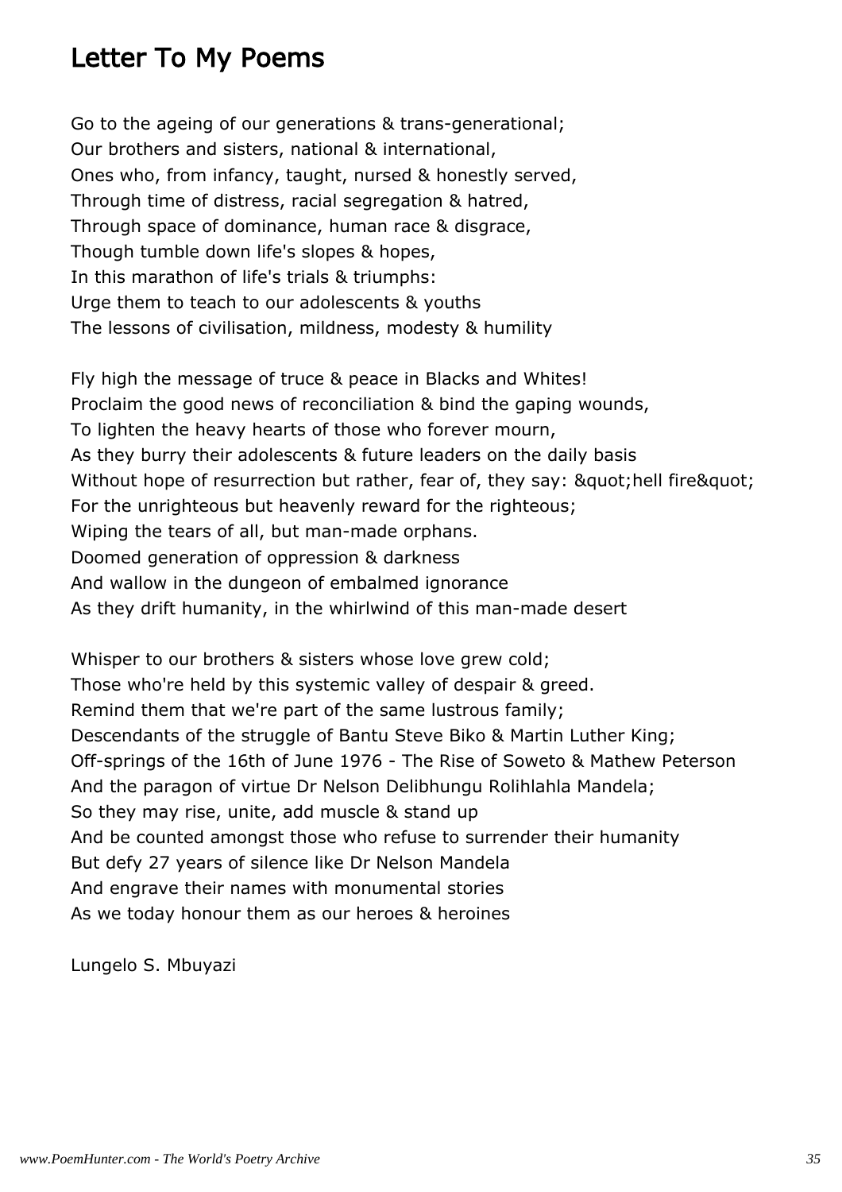# Letter To My Poems

Go to the ageing of our generations & trans-generational;
Our brothers and sisters, national & international,
Ones who, from infancy, taught, nursed & honestly served,
Through time of distress, racial segregation & hatred,
Through space of dominance, human race & disgrace,
Though tumble down life's slopes & hopes,
In this marathon of life's trials & triumphs:
Urge them to teach to our adolescents & youths
The lessons of civilisation, mildness, modesty & humility

Fly high the message of truce & peace in Blacks and Whites!
Proclaim the good news of reconciliation & bind the gaping wounds,
To lighten the heavy hearts of those who forever mourn,
As they burry their adolescents & future leaders on the daily basis
Without hope of resurrection but rather, fear of, they say: &quot;hell fire&quot;
For the unrighteous but heavenly reward for the righteous;
Wiping the tears of all, but man-made orphans.
Doomed generation of oppression & darkness
And wallow in the dungeon of embalmed ignorance
As they drift humanity, in the whirlwind of this man-made desert

Whisper to our brothers & sisters whose love grew cold;
Those who're held by this systemic valley of despair & greed.
Remind them that we're part of the same lustrous family;
Descendants of the struggle of Bantu Steve Biko & Martin Luther King;
Off-springs of the 16th of June 1976 - The Rise of Soweto & Mathew Peterson
And the paragon of virtue Dr Nelson Delibhungu Rolihlahla Mandela;
So they may rise, unite, add muscle & stand up
And be counted amongst those who refuse to surrender their humanity
But defy 27 years of silence like Dr Nelson Mandela
And engrave their names with monumental stories
As we today honour them as our heroes & heroines

Lungelo S. Mbuyazi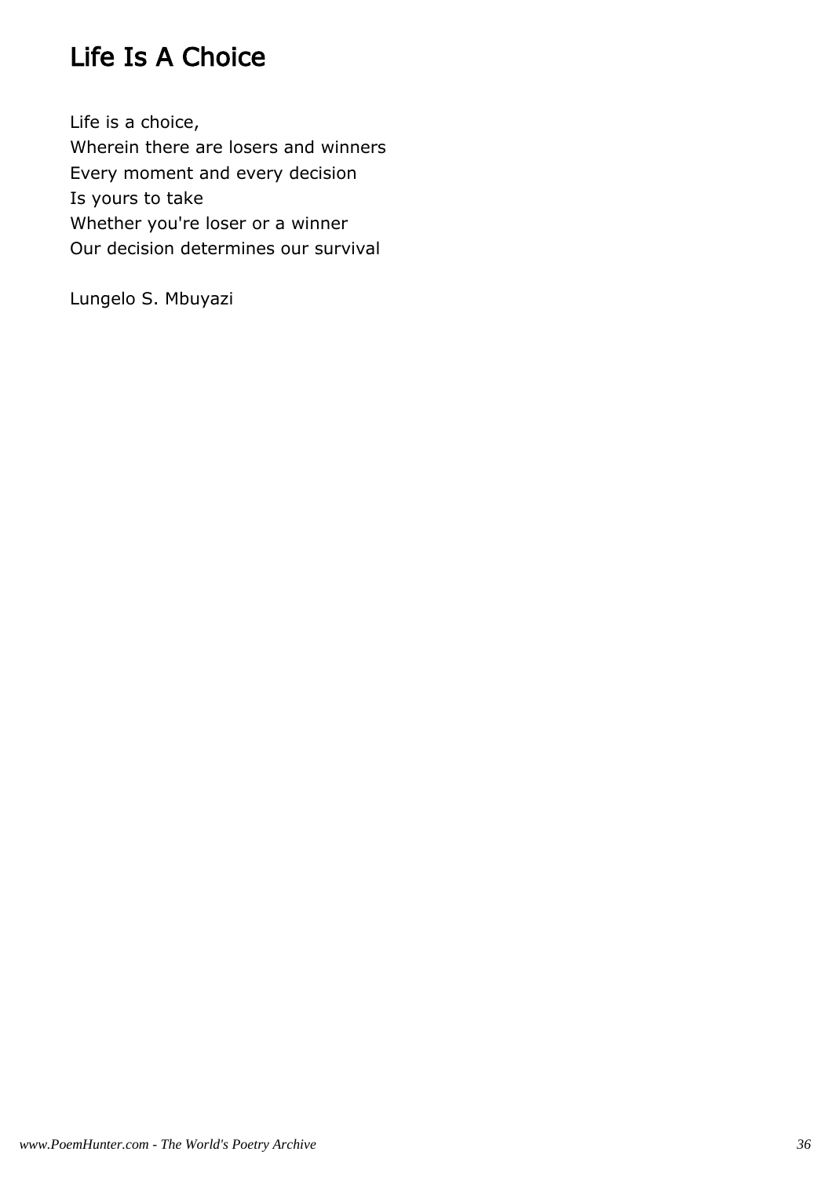# Life Is A Choice

Life is a choice,  
Wherein there are losers and winners  
Every moment and every decision  
Is yours to take  
Whether you're loser or a winner  
Our decision determines our survival

Lungelo S. Mbuyazi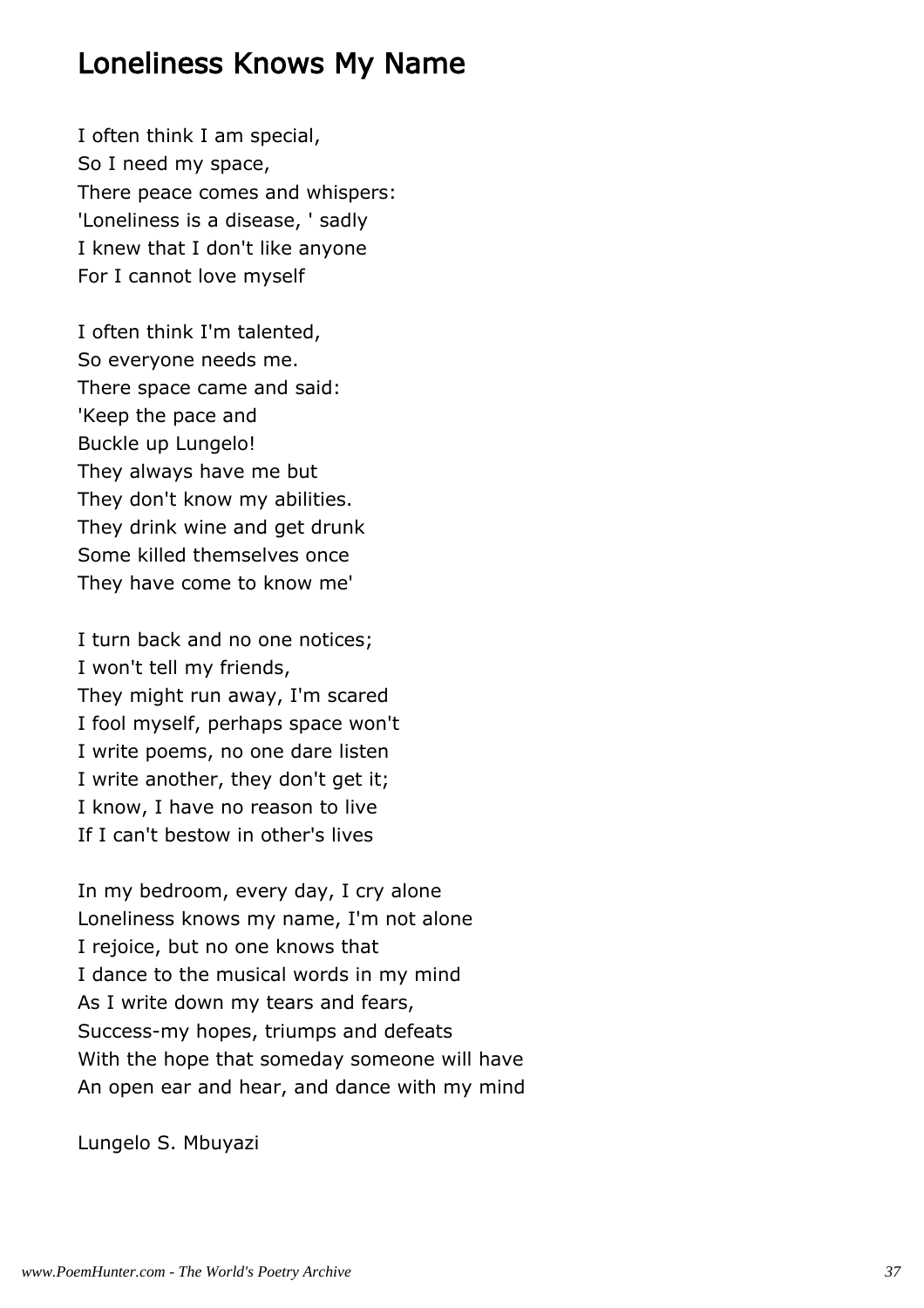# Loneliness Knows My Name

I often think I am special,  
So I need my space,  
There peace comes and whispers:  
'Loneliness is a disease, ' sadly  
I knew that I don't like anyone  
For I cannot love myself

I often think I'm talented,  
So everyone needs me.  
There space came and said:  
'Keep the pace and  
Buckle up Lungelo!  
They always have me but  
They don't know my abilities.  
They drink wine and get drunk  
Some killed themselves once  
They have come to know me'

I turn back and no one notices;  
I won't tell my friends,  
They might run away, I'm scared  
I fool myself, perhaps space won't  
I write poems, no one dare listen  
I write another, they don't get it;  
I know, I have no reason to live  
If I can't bestow in other's lives

In my bedroom, every day, I cry alone  
Loneliness knows my name, I'm not alone  
I rejoice, but no one knows that  
I dance to the musical words in my mind  
As I write down my tears and fears,  
Success-my hopes, triumps and defeats  
With the hope that someday someone will have  
An open ear and hear, and dance with my mind

Lungelo S. Mbuyazi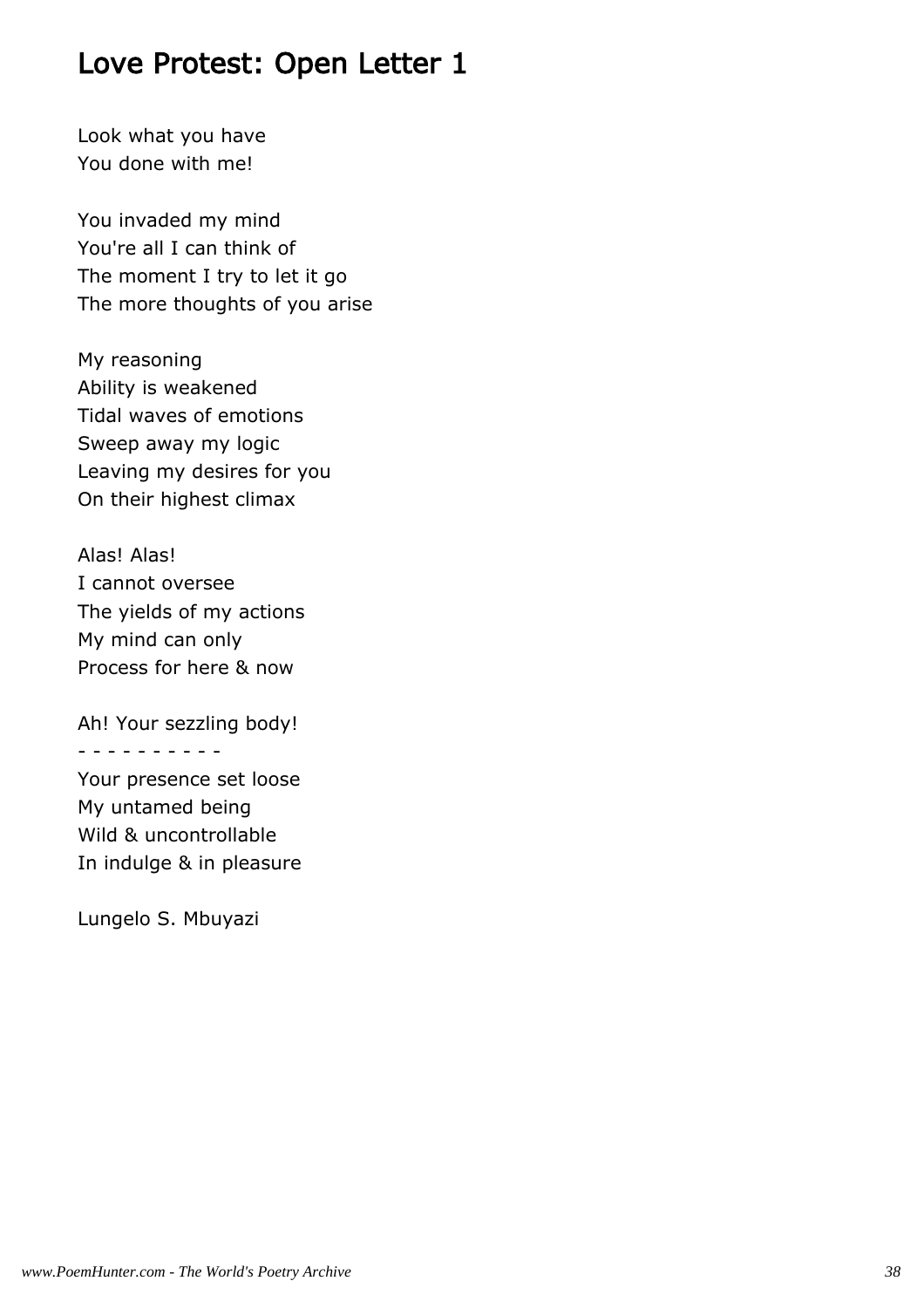## Love Protest: Open Letter 1

Look what you have
You done with me!

You invaded my mind
You're all I can think of
The moment I try to let it go
The more thoughts of you arise

My reasoning
Ability is weakened
Tidal waves of emotions
Sweep away my logic
Leaving my desires for you
On their highest climax

Alas! Alas!
I cannot oversee
The yields of my actions
My mind can only
Process for here & now

Ah! Your sezzling body!
- - - - - - - - - -
Your presence set loose
My untamed being
Wild & uncontrollable
In indulge & in pleasure

Lungelo S. Mbuyazi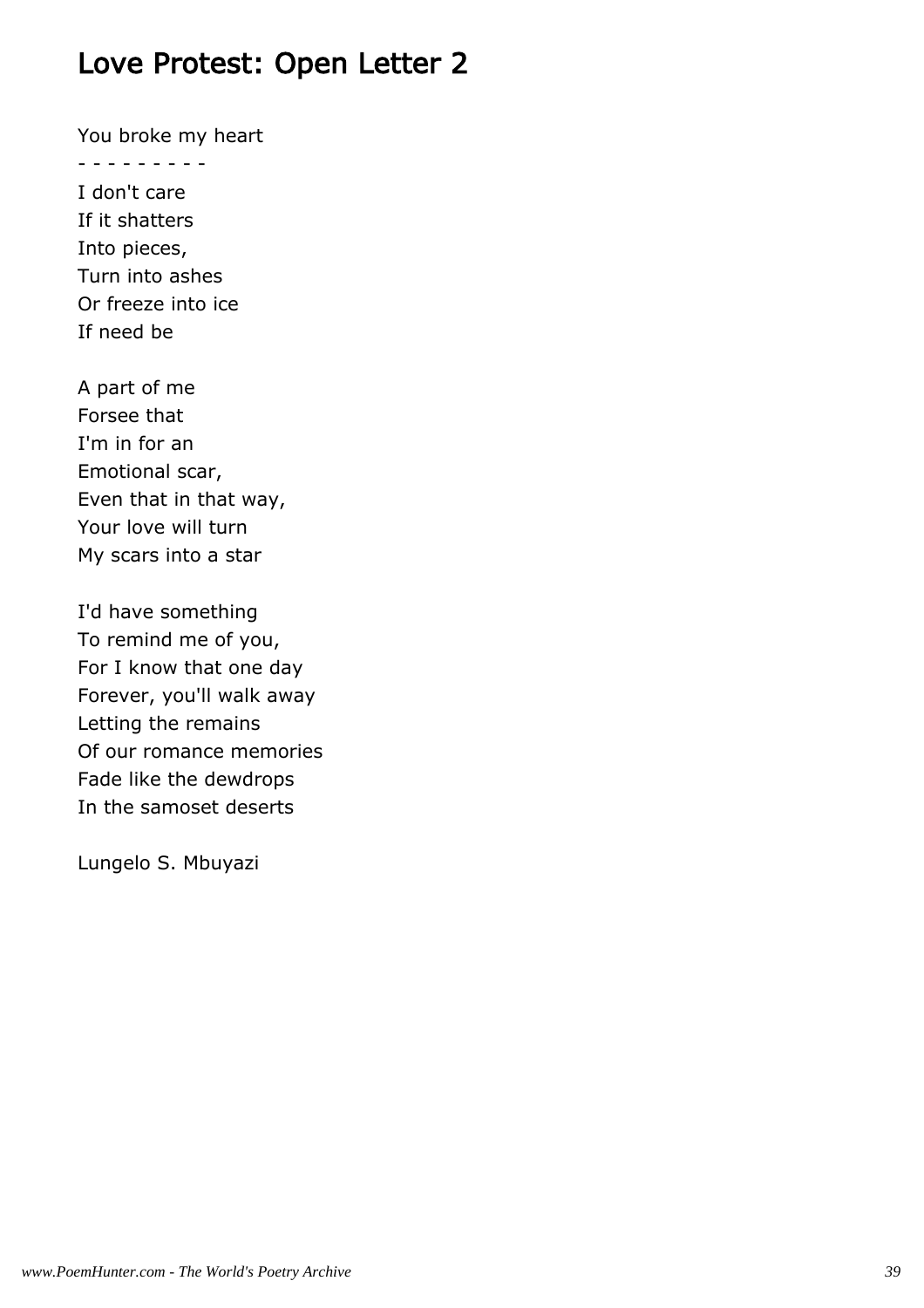# Love Protest: Open Letter 2

You broke my heart  
- - - - - - - - -  
I don't care  
If it shatters  
Into pieces,  
Turn into ashes  
Or freeze into ice  
If need be

A part of me  
Forsee that  
I'm in for an  
Emotional scar,  
Even that in that way,  
Your love will turn  
My scars into a star

I'd have something  
To remind me of you,  
For I know that one day  
Forever, you'll walk away  
Letting the remains  
Of our romance memories  
Fade like the dewdrops  
In the samoset deserts

Lungelo S. Mbuyazi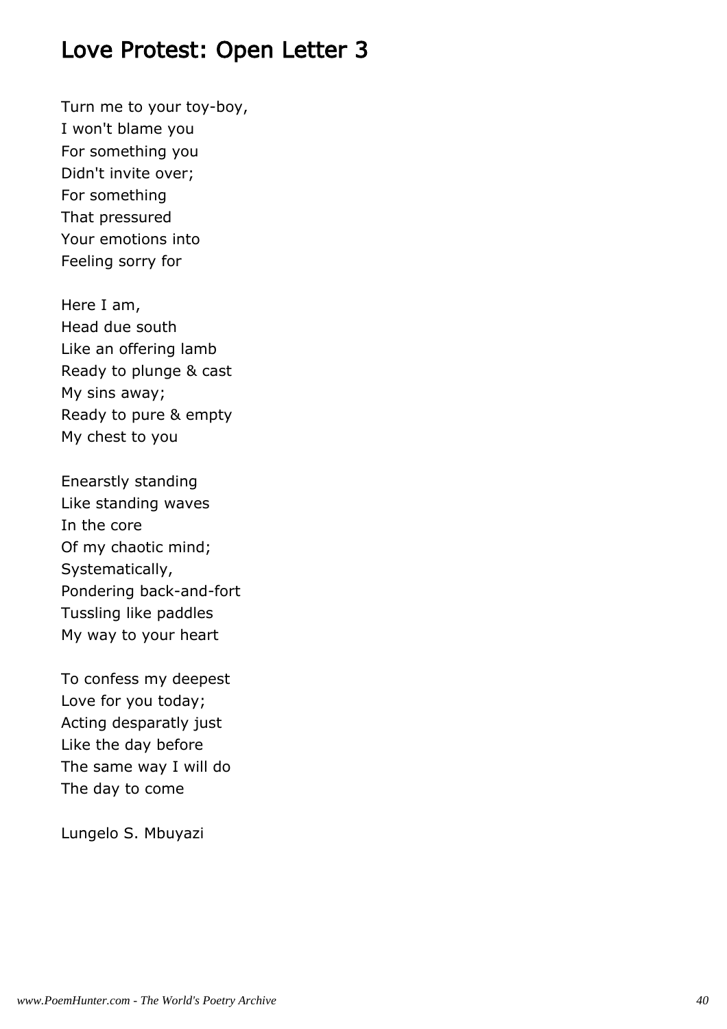# Love Protest: Open Letter 3

Turn me to your toy-boy,
I won't blame you
For something you
Didn't invite over;
For something
That pressured
Your emotions into
Feeling sorry for

Here I am,
Head due south
Like an offering lamb
Ready to plunge & cast
My sins away;
Ready to pure & empty
My chest to you

Enearstly standing
Like standing waves
In the core
Of my chaotic mind;
Systematically,
Pondering back-and-fort
Tussling like paddles
My way to your heart

To confess my deepest
Love for you today;
Acting desparatly just
Like the day before
The same way I will do
The day to come

Lungelo S. Mbuyazi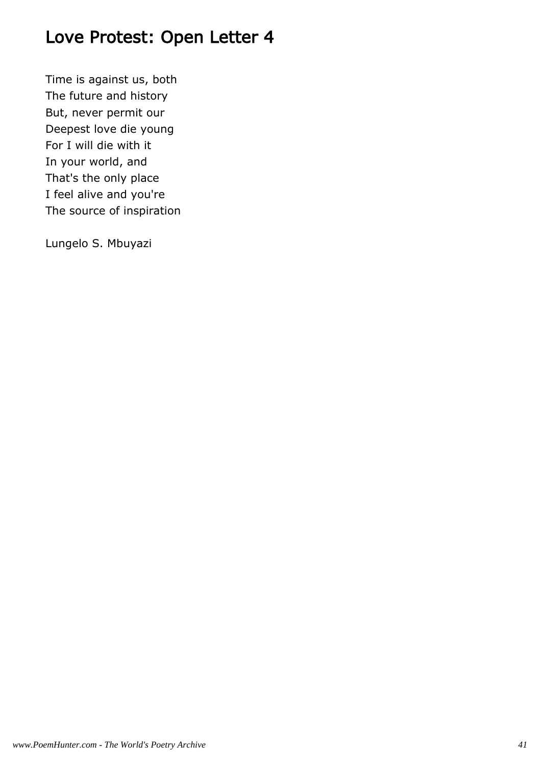# Love Protest: Open Letter 4

Time is against us, both  
The future and history  
But, never permit our  
Deepest love die young  
For I will die with it  
In your world, and  
That's the only place  
I feel alive and you're  
The source of inspiration

Lungelo S. Mbuyazi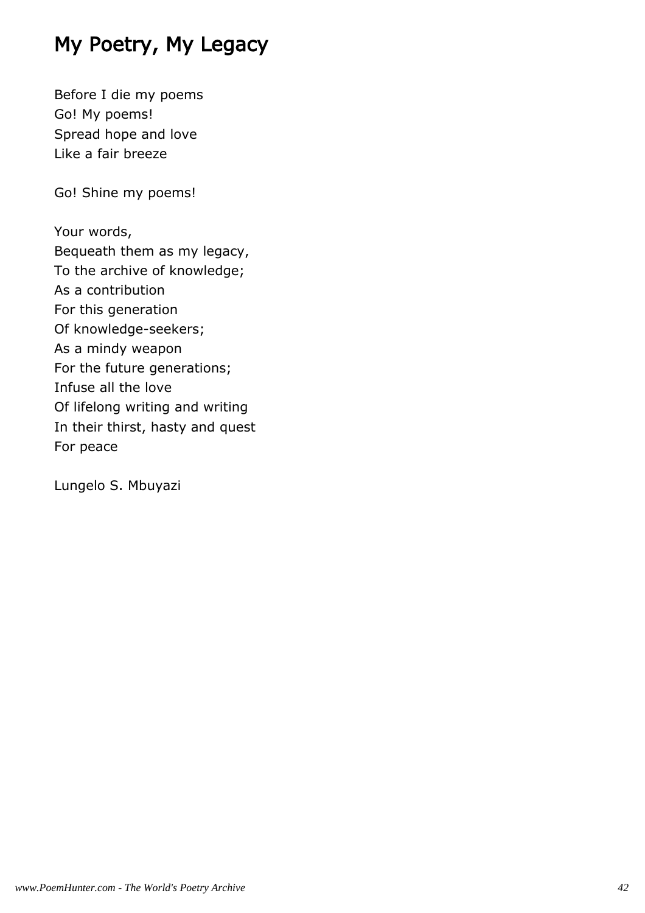# My Poetry, My Legacy

Before I die my poems  
Go! My poems!  
Spread hope and love  
Like a fair breeze

Go! Shine my poems!

Your words,  
Bequeath them as my legacy,  
To the archive of knowledge;  
As a contribution  
For this generation  
Of knowledge-seekers;  
As a mindy weapon  
For the future generations;  
Infuse all the love  
Of lifelong writing and writing  
In their thirst, hasty and quest  
For peace

Lungelo S. Mbuyazi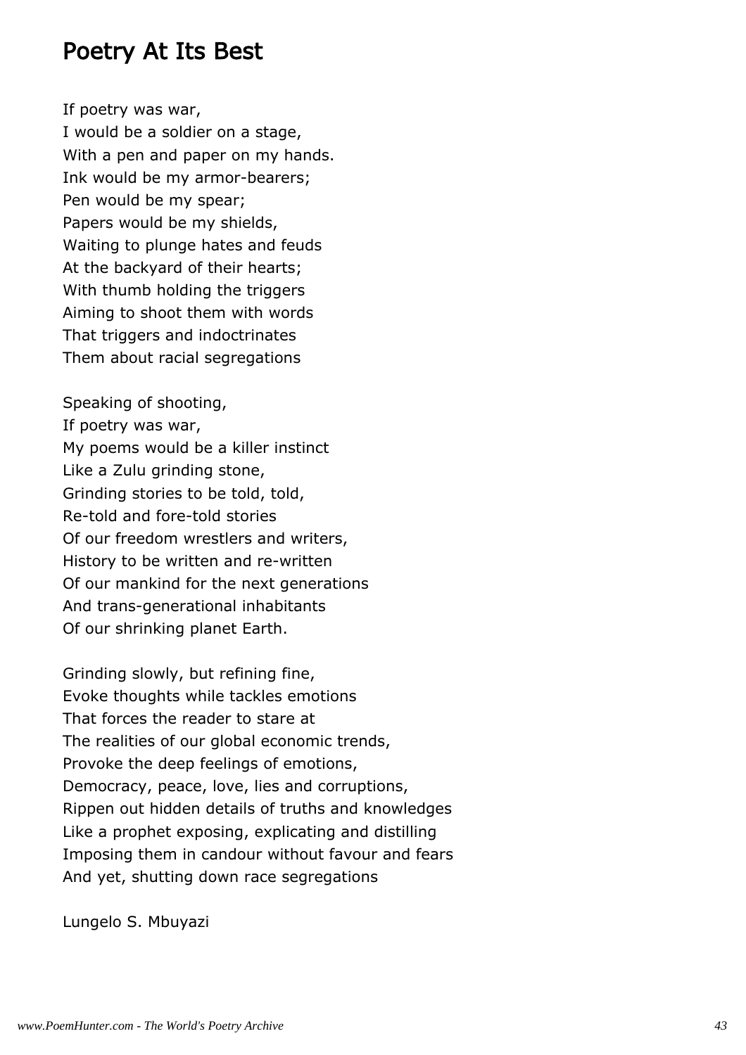## Poetry At Its Best

If poetry was war,  
I would be a soldier on a stage,  
With a pen and paper on my hands.  
Ink would be my armor-bearers;  
Pen would be my spear;  
Papers would be my shields,  
Waiting to plunge hates and feuds  
At the backyard of their hearts;  
With thumb holding the triggers  
Aiming to shoot them with words  
That triggers and indoctrinates  
Them about racial segregations

Speaking of shooting,  
If poetry was war,  
My poems would be a killer instinct  
Like a Zulu grinding stone,  
Grinding stories to be told, told,  
Re-told and fore-told stories  
Of our freedom wrestlers and writers,  
History to be written and re-written  
Of our mankind for the next generations  
And trans-generational inhabitants  
Of our shrinking planet Earth.

Grinding slowly, but refining fine,  
Evoke thoughts while tackles emotions  
That forces the reader to stare at  
The realities of our global economic trends,  
Provoke the deep feelings of emotions,  
Democracy, peace, love, lies and corruptions,  
Rippen out hidden details of truths and knowledges  
Like a prophet exposing, explicating and distilling  
Imposing them in candour without favour and fears  
And yet, shutting down race segregations

Lungelo S. Mbuyazi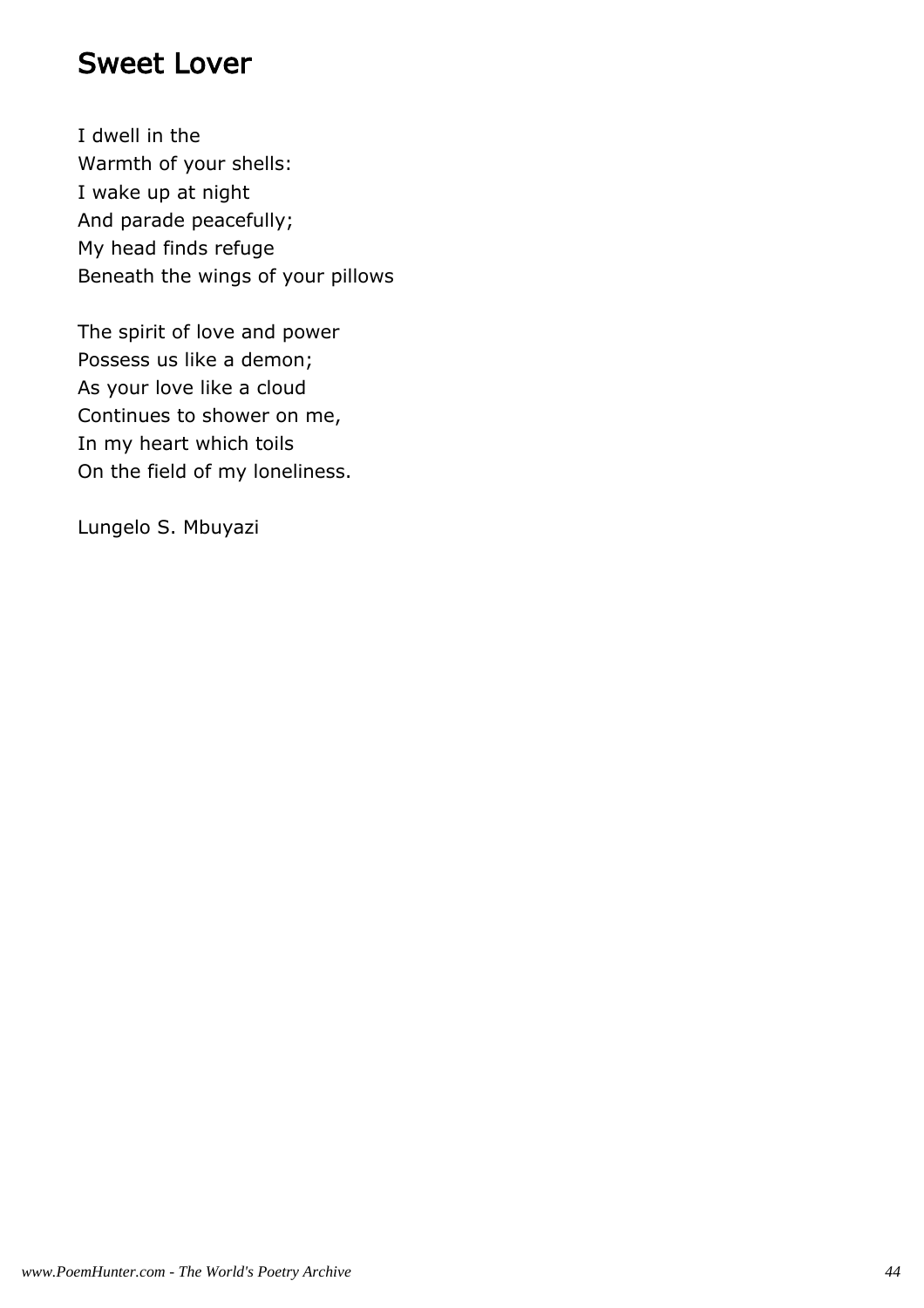# Sweet Lover

I dwell in the  
Warmth of your shells:  
I wake up at night  
And parade peacefully;  
My head finds refuge  
Beneath the wings of your pillows

The spirit of love and power  
Possess us like a demon;  
As your love like a cloud  
Continues to shower on me,  
In my heart which toils  
On the field of my loneliness.

Lungelo S. Mbuyazi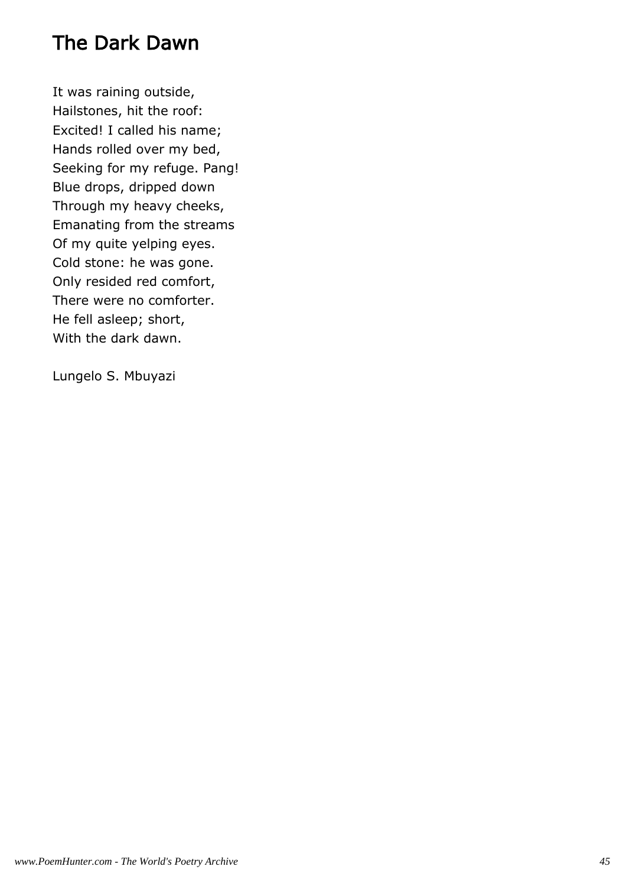# The Dark Dawn

It was raining outside,  
Hailstones, hit the roof:  
Excited! I called his name;  
Hands rolled over my bed,  
Seeking for my refuge. Pang!  
Blue drops, dripped down  
Through my heavy cheeks,  
Emanating from the streams  
Of my quite yelping eyes.  
Cold stone: he was gone.  
Only resided red comfort,  
There were no comforter.  
He fell asleep; short,  
With the dark dawn.

Lungelo S. Mbuyazi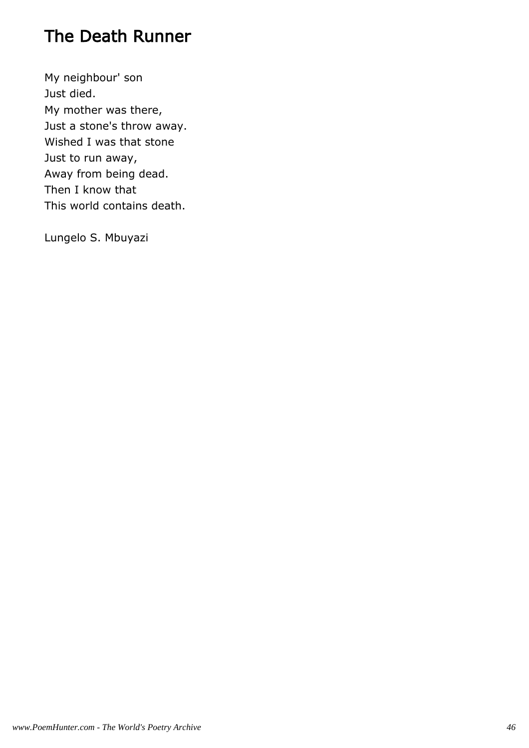# The Death Runner

My neighbour' son
Just died.
My mother was there,
Just a stone's throw away.
Wished I was that stone
Just to run away,
Away from being dead.
Then I know that
This world contains death.

Lungelo S. Mbuyazi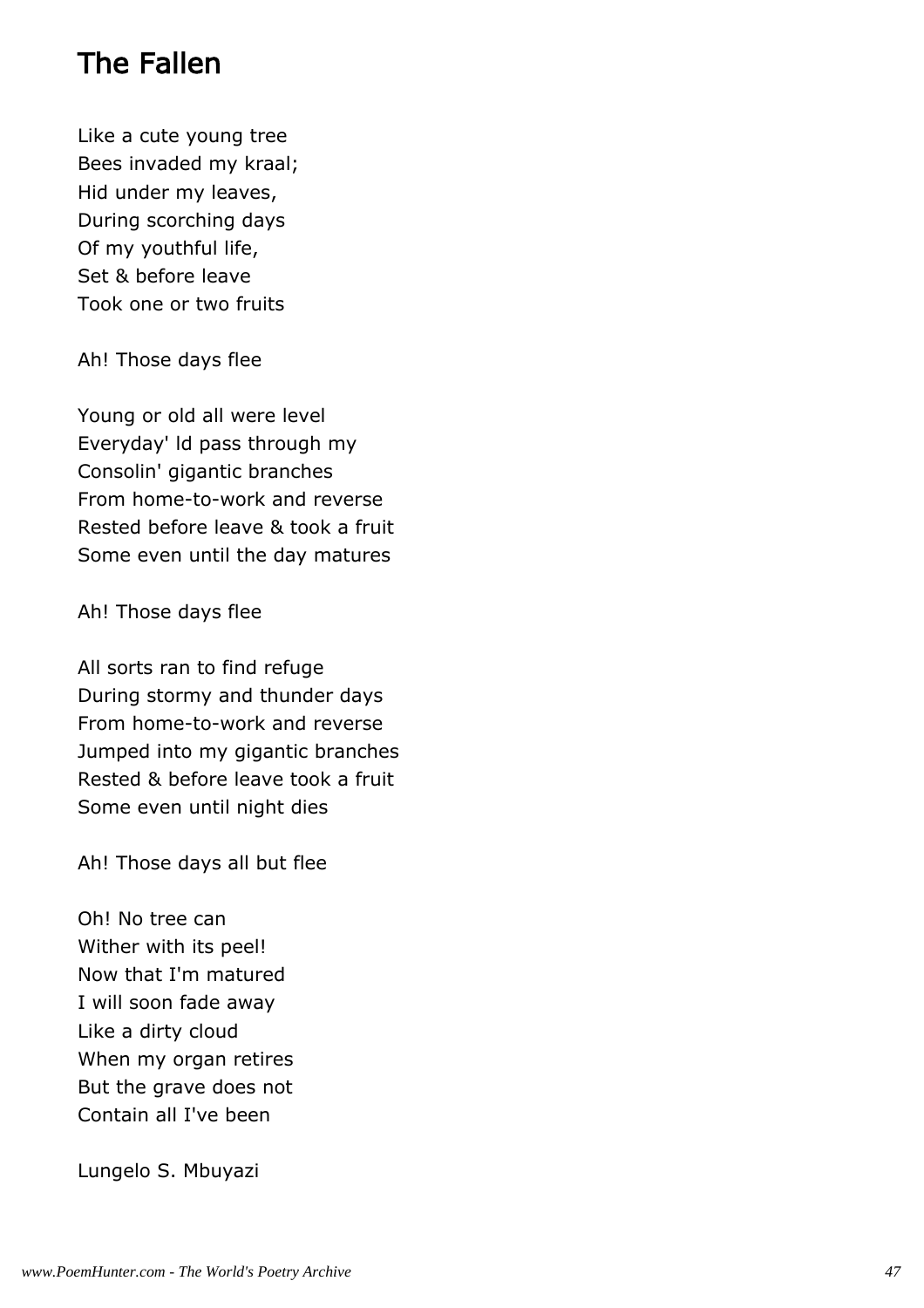## The Fallen

Like a cute young tree  
Bees invaded my kraal;  
Hid under my leaves,  
During scorching days  
Of my youthful life,  
Set & before leave  
Took one or two fruits

Ah! Those days flee

Young or old all were level  
Everyday' ld pass through my  
Consolin' gigantic branches  
From home-to-work and reverse  
Rested before leave & took a fruit  
Some even until the day matures

Ah! Those days flee

All sorts ran to find refuge  
During stormy and thunder days  
From home-to-work and reverse  
Jumped into my gigantic branches  
Rested & before leave took a fruit  
Some even until night dies

Ah! Those days all but flee

Oh! No tree can  
Wither with its peel!  
Now that I'm matured  
I will soon fade away  
Like a dirty cloud  
When my organ retires  
But the grave does not  
Contain all I've been

Lungelo S. Mbuyazi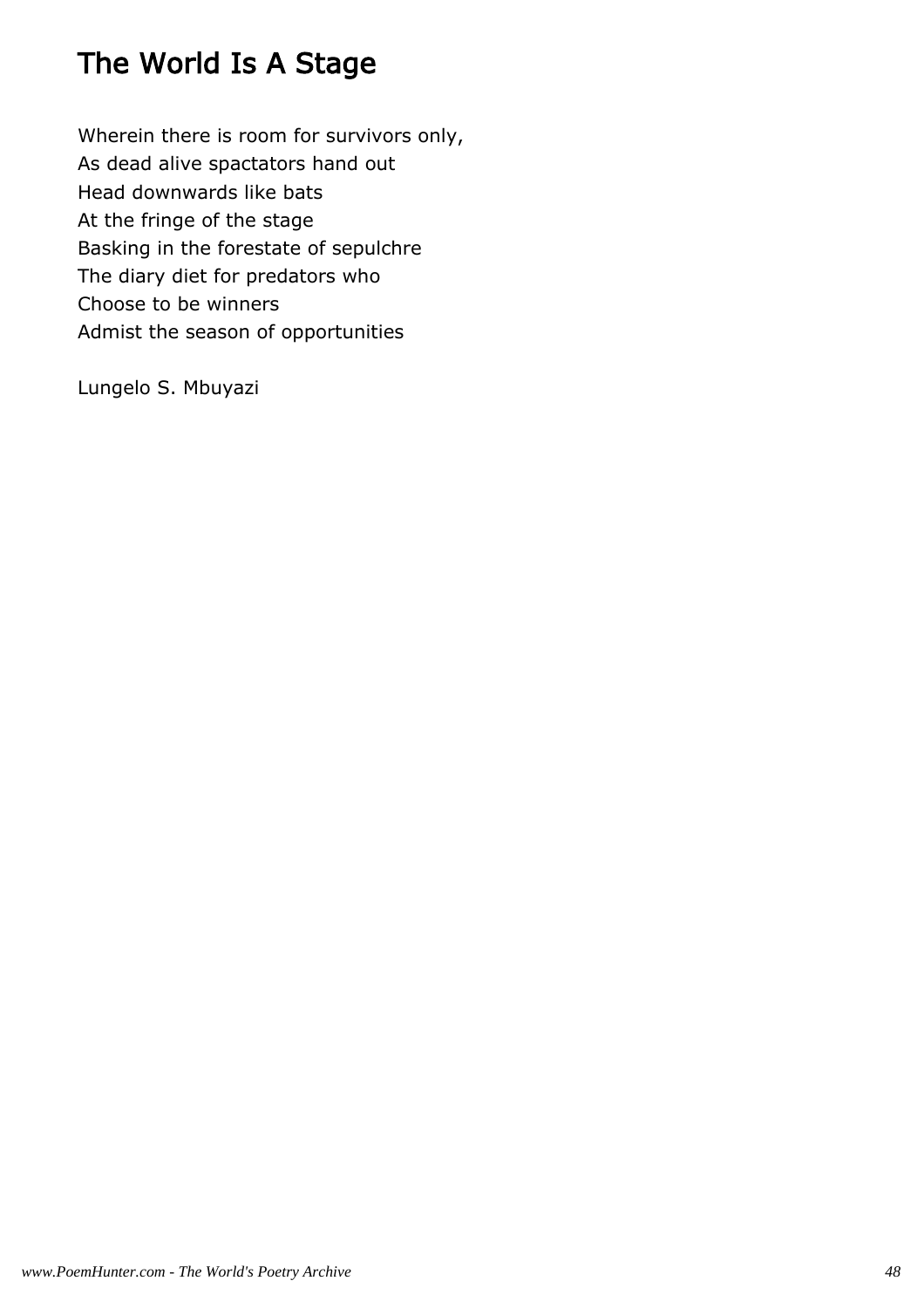# The World Is A Stage

Wherein there is room for survivors only,
As dead alive spactators hand out
Head downwards like bats
At the fringe of the stage
Basking in the forestate of sepulchre
The diary diet for predators who
Choose to be winners
Admist the season of opportunities

Lungelo S. Mbuyazi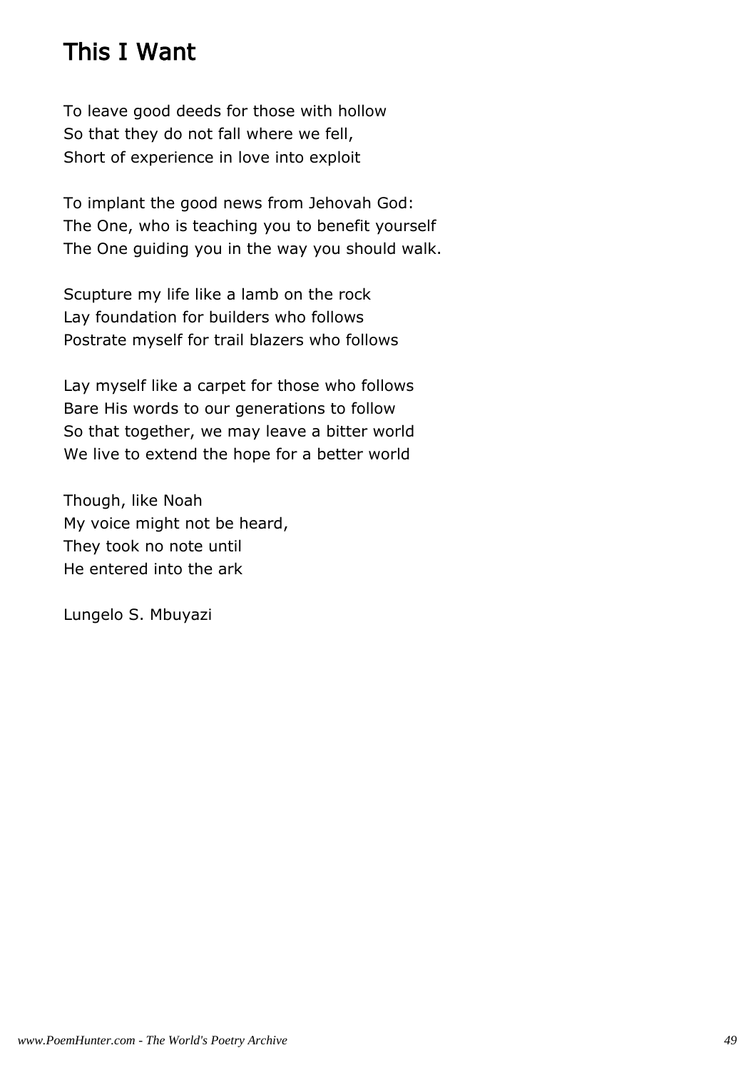# This I Want

To leave good deeds for those with hollow  
So that they do not fall where we fell,  
Short of experience in love into exploit

To implant the good news from Jehovah God:  
The One, who is teaching you to benefit yourself  
The One guiding you in the way you should walk.

Scupture my life like a lamb on the rock  
Lay foundation for builders who follows  
Postrate myself for trail blazers who follows

Lay myself like a carpet for those who follows  
Bare His words to our generations to follow  
So that together, we may leave a bitter world  
We live to extend the hope for a better world

Though, like Noah  
My voice might not be heard,  
They took no note until  
He entered into the ark

Lungelo S. Mbuyazi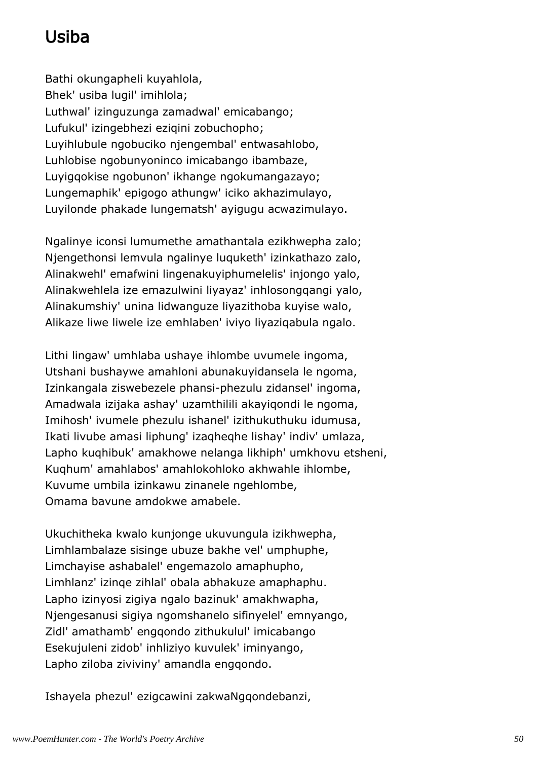# Usiba

Bathi okungapheli kuyahlola,  
Bhek' usiba lugil' imihlola;  
Luthwal' izinguzunga zamadwal' emicabango;  
Lufukul' izingebhezi eziqini zobuchopho;  
Luyihlubule ngobuciko njengembal' entwasahlobo,  
Luhlobise ngobunyoninco imicabango ibambaze,  
Luyigqokise ngobunon' ikhange ngokumangazayo;  
Lungemaphik' epigogo athungw' iciko akhazimulayo,  
Luyilonde phakade lungematsh' ayigugu acwazimulayo.

Ngalinye iconsi lumumethe amathantala ezikhwepha zalo;  
Njengethonsi lemvula ngalinye luquketh' izinkathazo zalo,  
Alinakwehl' emafwini lingenakuyiphumelelis' injongo yalo,  
Alinakwehlela ize emazulwini liyayaz' inhlosongqangi yalo,  
Alinakumshiy' unina lidwanguze liyazithoba kuyise walo,  
Alikaze liwe liwele ize emhlaben' iviyo liyaziqabula ngalo.

Lithi lingaw' umhlaba ushaye ihlombe uvumele ingoma,  
Utshani bushaywe amahloni abunakuyidansela le ngoma,  
Izinkangala ziswebezele phansi-phezulu zidansel' ingoma,  
Amadwala izijaka ashay' uzamthilili akayiqondi le ngoma,  
Imihosh' ivumele phezulu ishanel' izithukuthuku idumusa,  
Ikati livube amasi liphung' izaqheqhe lishay' indiv' umlaza,  
Lapho kuqhibuk' amakhowe nelanga likhiph' umkhovu etsheni,  
Kuqhum' amahlabos' amahlokohloko akhwahle ihlombe,  
Kuvume umbila izinkawu zinanele ngehlombe,  
Omama bavune amdokwe amabele.

Ukuchitheka kwalo kunjonge ukuvungula izikhwepha,  
Limhlambalaze sisinge ubuze bakhe vel' umphuphe,  
Limchayise ashabalel' engemazolo amaphupho,  
Limhlanz' izinqe zihlal' obala abhakuze amaphaphu.  
Lapho izinyosi zigiya ngalo bazinuk' amakhwapha,  
Njengesanusi sigiya ngomshanelo sifinyelel' emnyango,  
Zidl' amathamb' engqondo zithukulul' imicabango  
Esekujuleni zidob' inhliziyo kuvulek' iminyango,  
Lapho ziloba ziviviny' amandla engqondo.

Ishayela phezul' ezigcawini zakwaNgqondebanzi,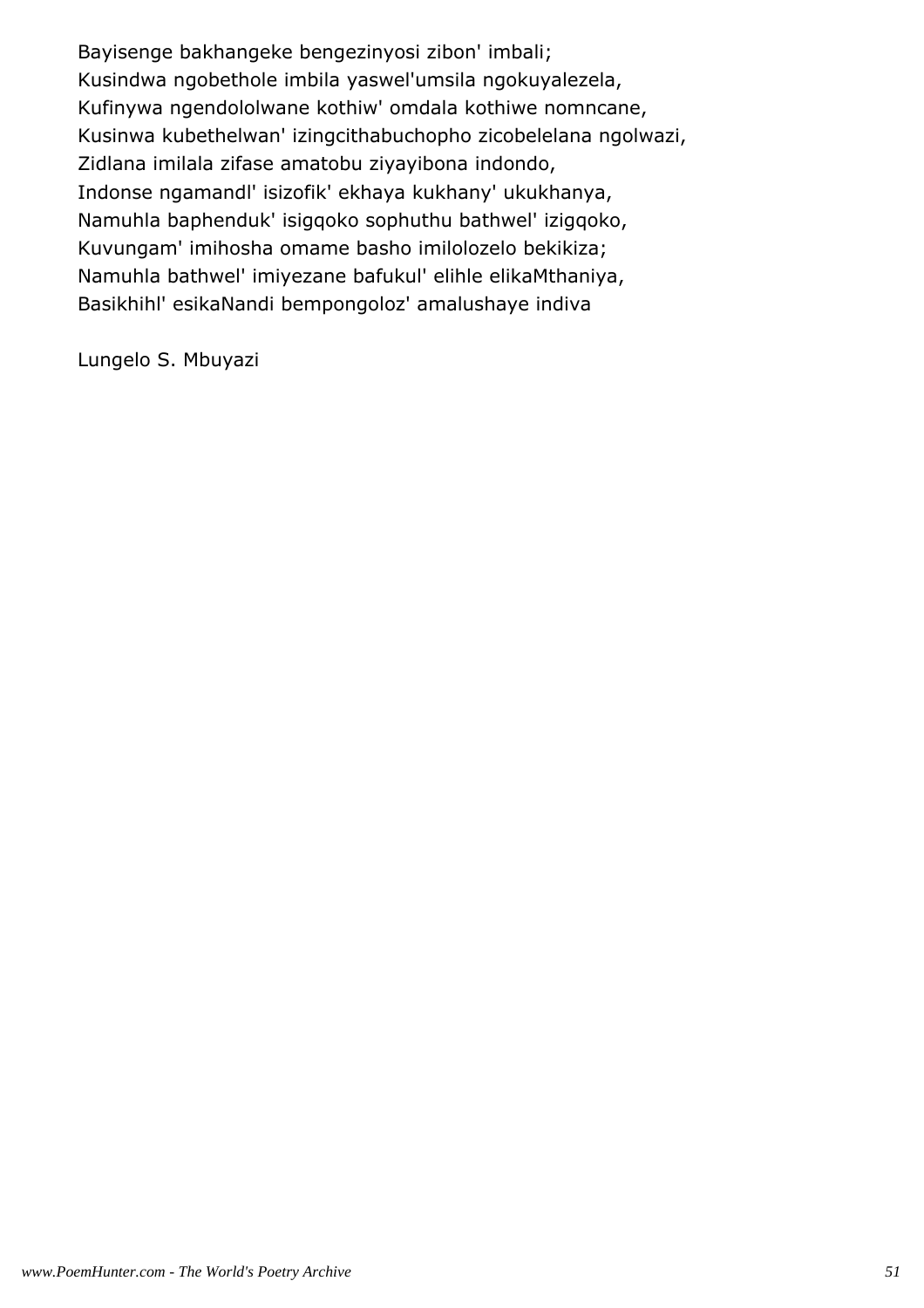Bayisenge bakhangeke bengezinyosi zibon' imbali;
Kusindwa ngobethole imbila yaswel'umsila ngokuyalezela,
Kufinywa ngendololwane kothiw' omdala kothiwe nomncane,
Kusinwa kubethelwan' izingcithabuchopho zicobelelana ngolwazi,
Zidlana imilala zifase amatobu ziyayibona indondo,
Indonse ngamandl' isizofik' ekhaya kukhany' ukukhanya,
Namuhla baphenduk' isigqoko sophuthu bathwel' izigqoko,
Kuvungam' imihosha omame basho imilolozelo bekikiza;
Namuhla bathwel' imiyezane bafukul' elihle elikaMthaniya,
Basikhihl' esikaNandi bempongoloz' amalushaye indiva

Lungelo S. Mbuyazi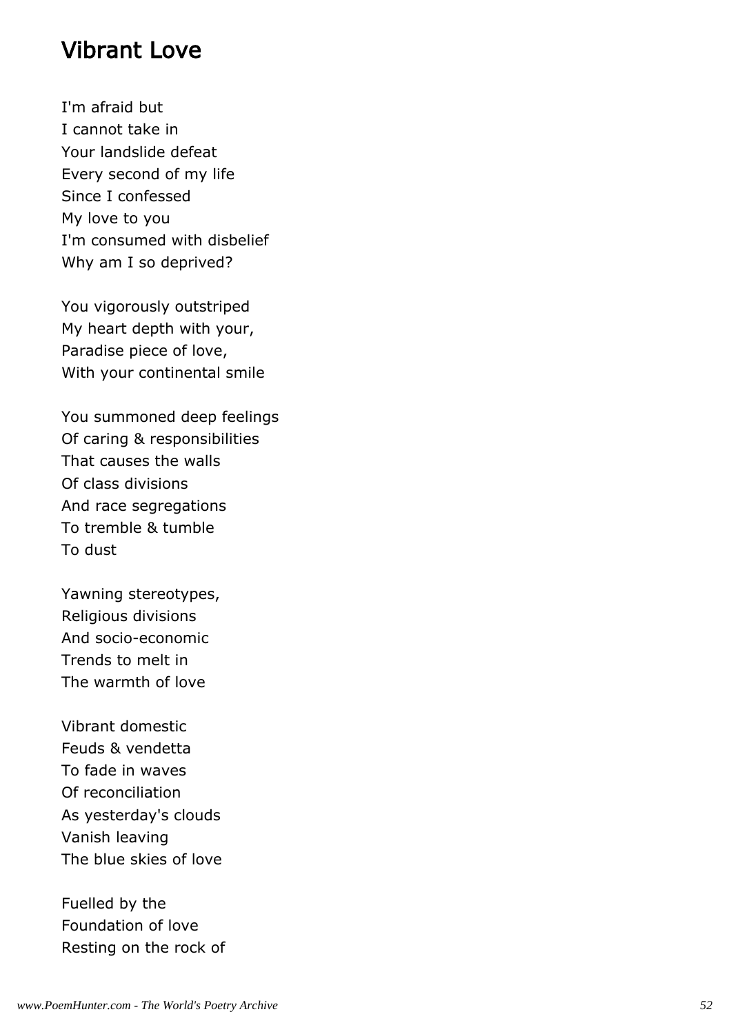## Vibrant Love

I'm afraid but  
I cannot take in  
Your landslide defeat  
Every second of my life  
Since I confessed  
My love to you  
I'm consumed with disbelief  
Why am I so deprived?

You vigorously outstriped  
My heart depth with your,  
Paradise piece of love,  
With your continental smile

You summoned deep feelings  
Of caring & responsibilities  
That causes the walls  
Of class divisions  
And race segregations  
To tremble & tumble  
To dust

Yawning stereotypes,  
Religious divisions  
And socio-economic  
Trends to melt in  
The warmth of love

Vibrant domestic  
Feuds & vendetta  
To fade in waves  
Of reconciliation  
As yesterday's clouds  
Vanish leaving  
The blue skies of love

Fuelled by the  
Foundation of love  
Resting on the rock of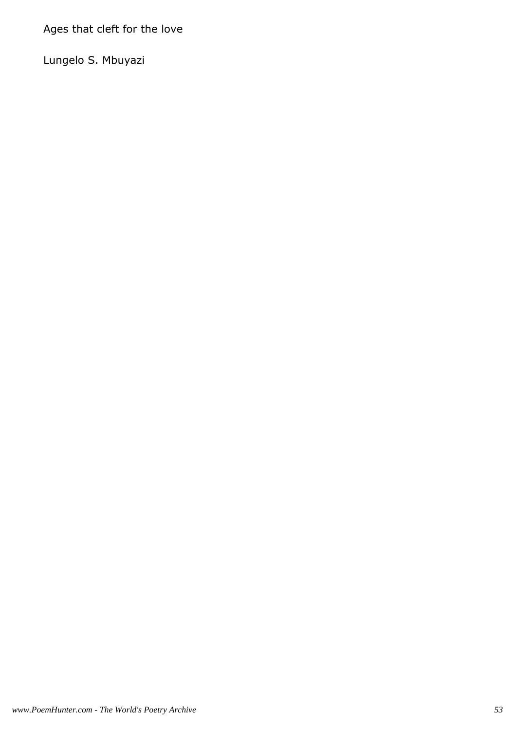Ages that cleft for the love

Lungelo S. Mbuyazi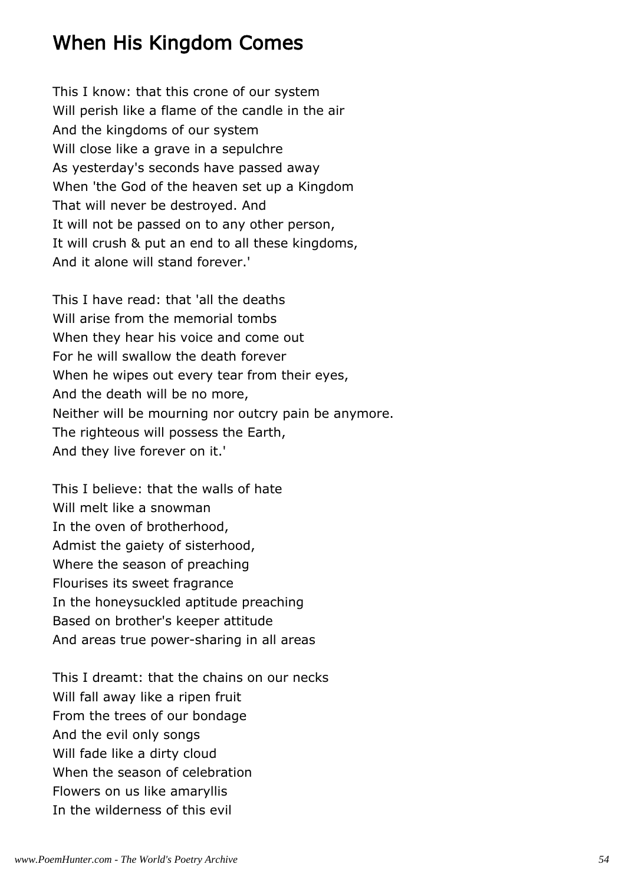# When His Kingdom Comes

This I know: that this crone of our system
Will perish like a flame of the candle in the air
And the kingdoms of our system
Will close like a grave in a sepulchre
As yesterday's seconds have passed away
When 'the God of the heaven set up a Kingdom
That will never be destroyed. And
It will not be passed on to any other person,
It will crush & put an end to all these kingdoms,
And it alone will stand forever.'

This I have read: that 'all the deaths
Will arise from the memorial tombs
When they hear his voice and come out
For he will swallow the death forever
When he wipes out every tear from their eyes,
And the death will be no more,
Neither will be mourning nor outcry pain be anymore.
The righteous will possess the Earth,
And they live forever on it.'

This I believe: that the walls of hate
Will melt like a snowman
In the oven of brotherhood,
Admist the gaiety of sisterhood,
Where the season of preaching
Flourises its sweet fragrance
In the honeysuckled aptitude preaching
Based on brother's keeper attitude
And areas true power-sharing in all areas

This I dreamt: that the chains on our necks
Will fall away like a ripen fruit
From the trees of our bondage
And the evil only songs
Will fade like a dirty cloud
When the season of celebration
Flowers on us like amaryllis
In the wilderness of this evil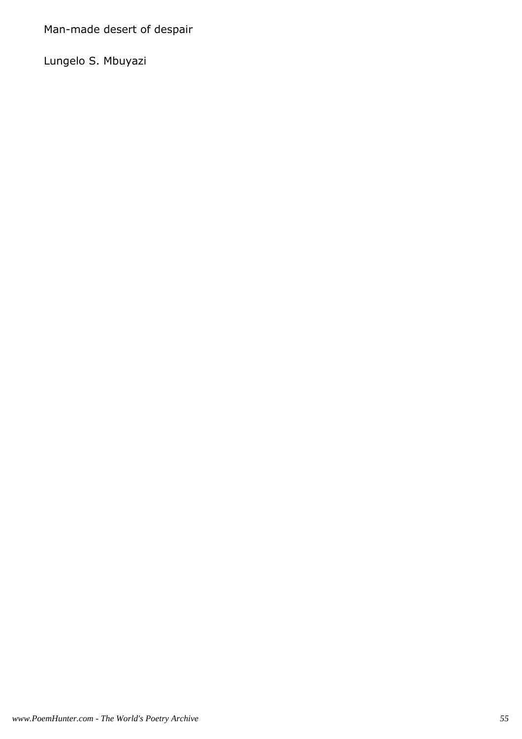Man-made desert of despair

Lungelo S. Mbuyazi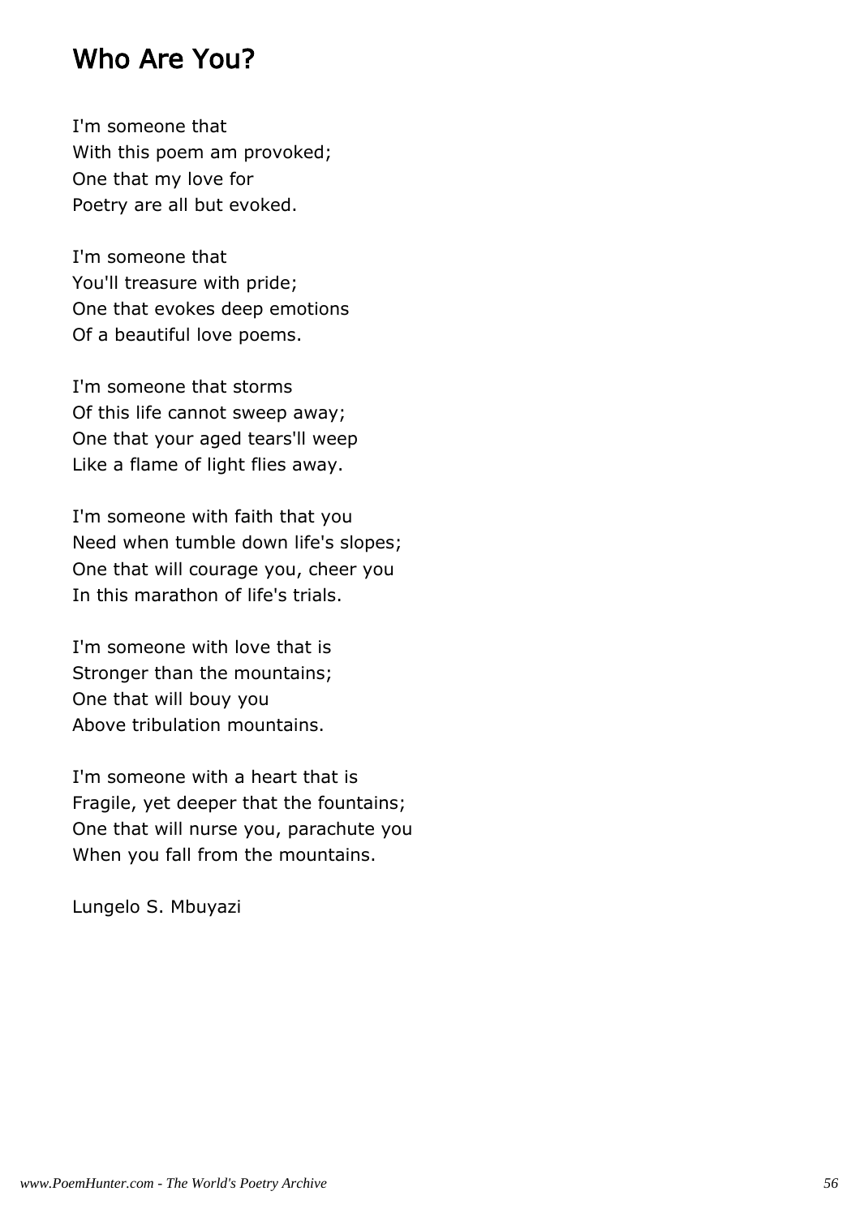## Who Are You?

I'm someone that  
With this poem am provoked;  
One that my love for  
Poetry are all but evoked.

I'm someone that  
You'll treasure with pride;  
One that evokes deep emotions  
Of a beautiful love poems.

I'm someone that storms  
Of this life cannot sweep away;  
One that your aged tears'll weep  
Like a flame of light flies away.

I'm someone with faith that you  
Need when tumble down life's slopes;  
One that will courage you, cheer you  
In this marathon of life's trials.

I'm someone with love that is  
Stronger than the mountains;  
One that will bouy you  
Above tribulation mountains.

I'm someone with a heart that is  
Fragile, yet deeper that the fountains;  
One that will nurse you, parachute you  
When you fall from the mountains.

Lungelo S. Mbuyazi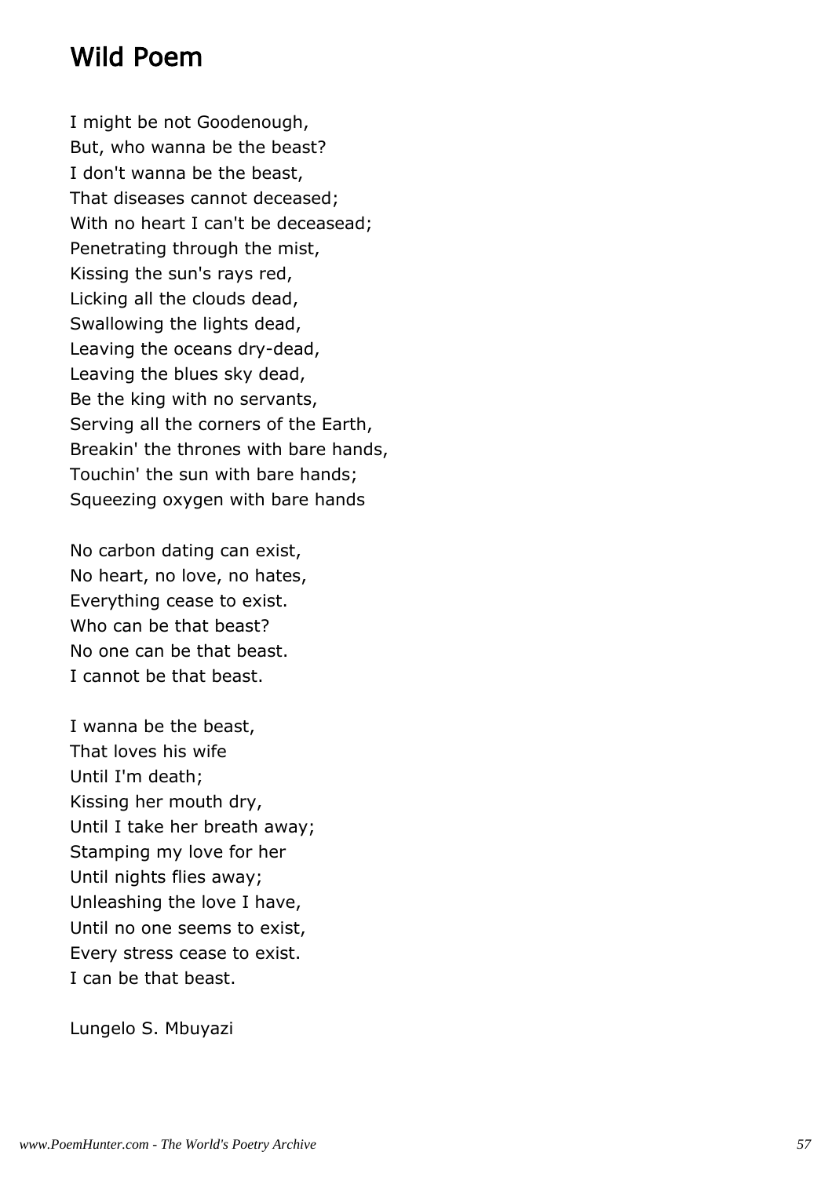# Wild Poem

I might be not Goodenough,
But, who wanna be the beast?
I don't wanna be the beast,
That diseases cannot deceased;
With no heart I can't be deceasead;
Penetrating through the mist,
Kissing the sun's rays red,
Licking all the clouds dead,
Swallowing the lights dead,
Leaving the oceans dry-dead,
Leaving the blues sky dead,
Be the king with no servants,
Serving all the corners of the Earth,
Breakin' the thrones with bare hands,
Touchin' the sun with bare hands;
Squeezing oxygen with bare hands

No carbon dating can exist,
No heart, no love, no hates,
Everything cease to exist.
Who can be that beast?
No one can be that beast.
I cannot be that beast.

I wanna be the beast,
That loves his wife
Until I'm death;
Kissing her mouth dry,
Until I take her breath away;
Stamping my love for her
Until nights flies away;
Unleashing the love I have,
Until no one seems to exist,
Every stress cease to exist.
I can be that beast.

Lungelo S. Mbuyazi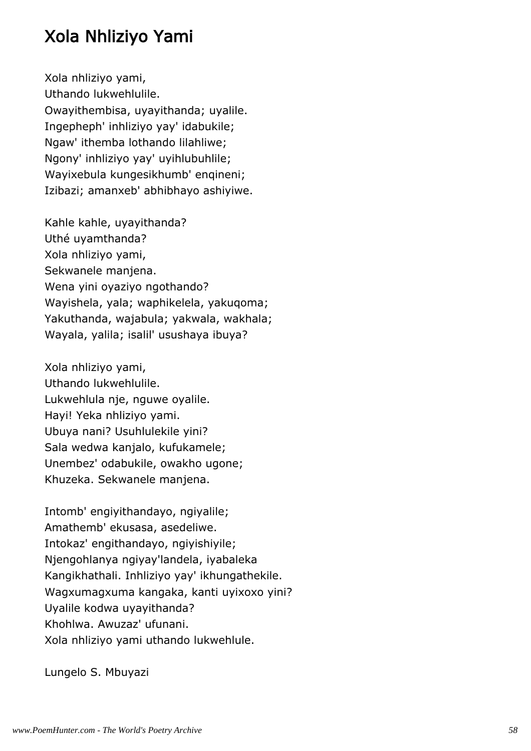# Xola Nhliziyo Yami

Xola nhliziyo yami,
Uthando lukwehlulile.
Owayithembisa, uyayithanda; uyalile.
Ingepheph' inhliziyo yay' idabukile;
Ngaw' ithemba lothando lilahliwe;
Ngony' inhliziyo yay' uyihlubuhlile;
Wayixebula kungesikhumb' enqineni;
Izibazi; amanxeb' abhibhayo ashiyiwe.

Kahle kahle, uyayithanda?
Uthé uyamthanda?
Xola nhliziyo yami,
Sekwanele manjena.
Wena yini oyaziyo ngothando?
Wayishela, yala; waphikelela, yakuqoma;
Yakuthanda, wajabula; yakwala, wakhala;
Wayala, yalila; isalil' usushaya ibuya?

Xola nhliziyo yami,
Uthando lukwehlulile.
Lukwehlula nje, nguwe oyalile.
Hayi! Yeka nhliziyo yami.
Ubuya nani? Usuhlulekile yini?
Sala wedwa kanjalo, kufukamele;
Unembez' odabukile, owakho ugone;
Khuzeka. Sekwanele manjena.

Intomb' engiyithandayo, ngiyalile;
Amathemb' ekusasa, asedeliwe.
Intokaz' engithandayo, ngiyishiyile;
Njengohlanya ngiyay'landela, iyabaleka
Kangikhathali. Inhliziyo yay' ikhungathekile.
Wagxumagxuma kangaka, kanti uyixoxo yini?
Uyalile kodwa uyayithanda?
Khohlwa. Awuzaz' ufunani.
Xola nhliziyo yami uthando lukwehlule.

Lungelo S. Mbuyazi